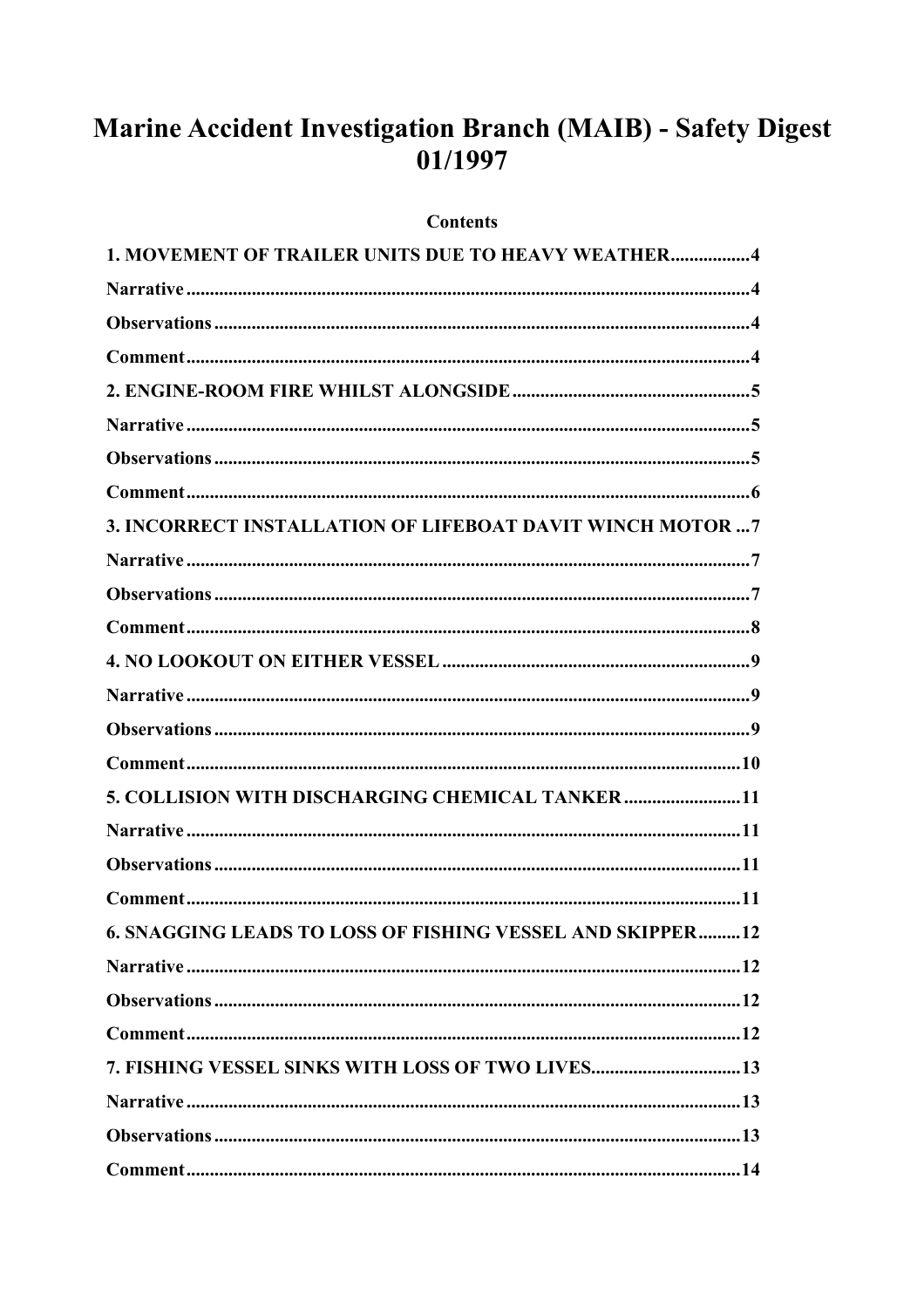# Marine Accident Investigation Branch (MAIB) - Safety Digest 01/1997

**Contents**

1. MOVEMENT OF TRAILER UNITS DUE TO HEAVY WEATHER.................4
Narrative.....................................................................................................4
Observations...............................................................................................4
Comment.....................................................................................................4
2. ENGINE-ROOM FIRE WHILST ALONGSIDE.........................................5
Narrative.....................................................................................................5
Observations...............................................................................................5
Comment.....................................................................................................6
3. INCORRECT INSTALLATION OF LIFEBOAT DAVIT WINCH MOTOR ...7
Narrative.....................................................................................................7
Observations...............................................................................................7
Comment.....................................................................................................8
4. NO LOOKOUT ON EITHER VESSEL.......................................................9
Narrative.....................................................................................................9
Observations...............................................................................................9
Comment.....................................................................................................10
5. COLLISION WITH DISCHARGING CHEMICAL TANKER.........................11
Narrative.....................................................................................................11
Observations...............................................................................................11
Comment.....................................................................................................11
6. SNAGGING LEADS TO LOSS OF FISHING VESSEL AND SKIPPER.........12
Narrative.....................................................................................................12
Observations...............................................................................................12
Comment.....................................................................................................12
7. FISHING VESSEL SINKS WITH LOSS OF TWO LIVES.............................13
Narrative.....................................................................................................13
Observations...............................................................................................13
Comment.....................................................................................................14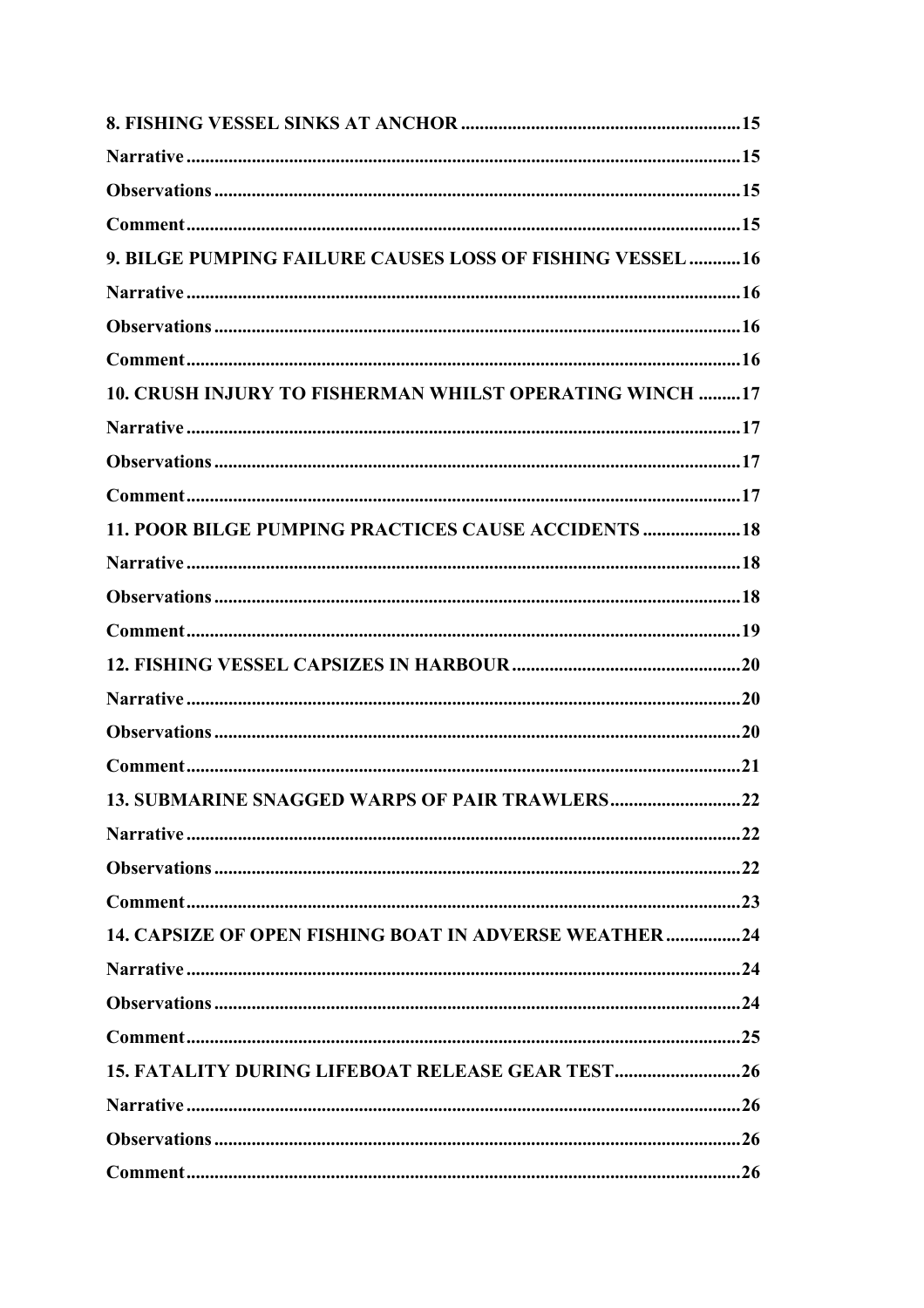**8. FISHING VESSEL SINKS AT ANCHOR** ........................................................... 15

**Narrative** ........................................................................................................ 15

**Observations** .................................................................................................. 15

**Comment** ........................................................................................................ 15

**9. BILGE PUMPING FAILURE CAUSES LOSS OF FISHING VESSEL** ........... 16

**Narrative** ........................................................................................................ 16

**Observations** .................................................................................................. 16

**Comment** ........................................................................................................ 16

**10. CRUSH INJURY TO FISHERMAN WHILST OPERATING WINCH** ......... 17

**Narrative** ........................................................................................................ 17

**Observations** .................................................................................................. 17

**Comment** ........................................................................................................ 17

**11. POOR BILGE PUMPING PRACTICES CAUSE ACCIDENTS** ..................... 18

**Narrative** ........................................................................................................ 18

**Observations** .................................................................................................. 18

**Comment** ........................................................................................................ 19

**12. FISHING VESSEL CAPSIZES IN HARBOUR** ................................................. 20

**Narrative** ........................................................................................................ 20

**Observations** .................................................................................................. 20

**Comment** ........................................................................................................ 21

**13. SUBMARINE SNAGGED WARPS OF PAIR TRAWLERS** ............................ 22

**Narrative** ........................................................................................................ 22

**Observations** .................................................................................................. 22

**Comment** ........................................................................................................ 23

**14. CAPSIZE OF OPEN FISHING BOAT IN ADVERSE WEATHER** ................ 24

**Narrative** ........................................................................................................ 24

**Observations** .................................................................................................. 24

**Comment** ........................................................................................................ 25

**15. FATALITY DURING LIFEBOAT RELEASE GEAR TEST** ........................... 26

**Narrative** ........................................................................................................ 26

**Observations** .................................................................................................. 26

**Comment** ........................................................................................................ 26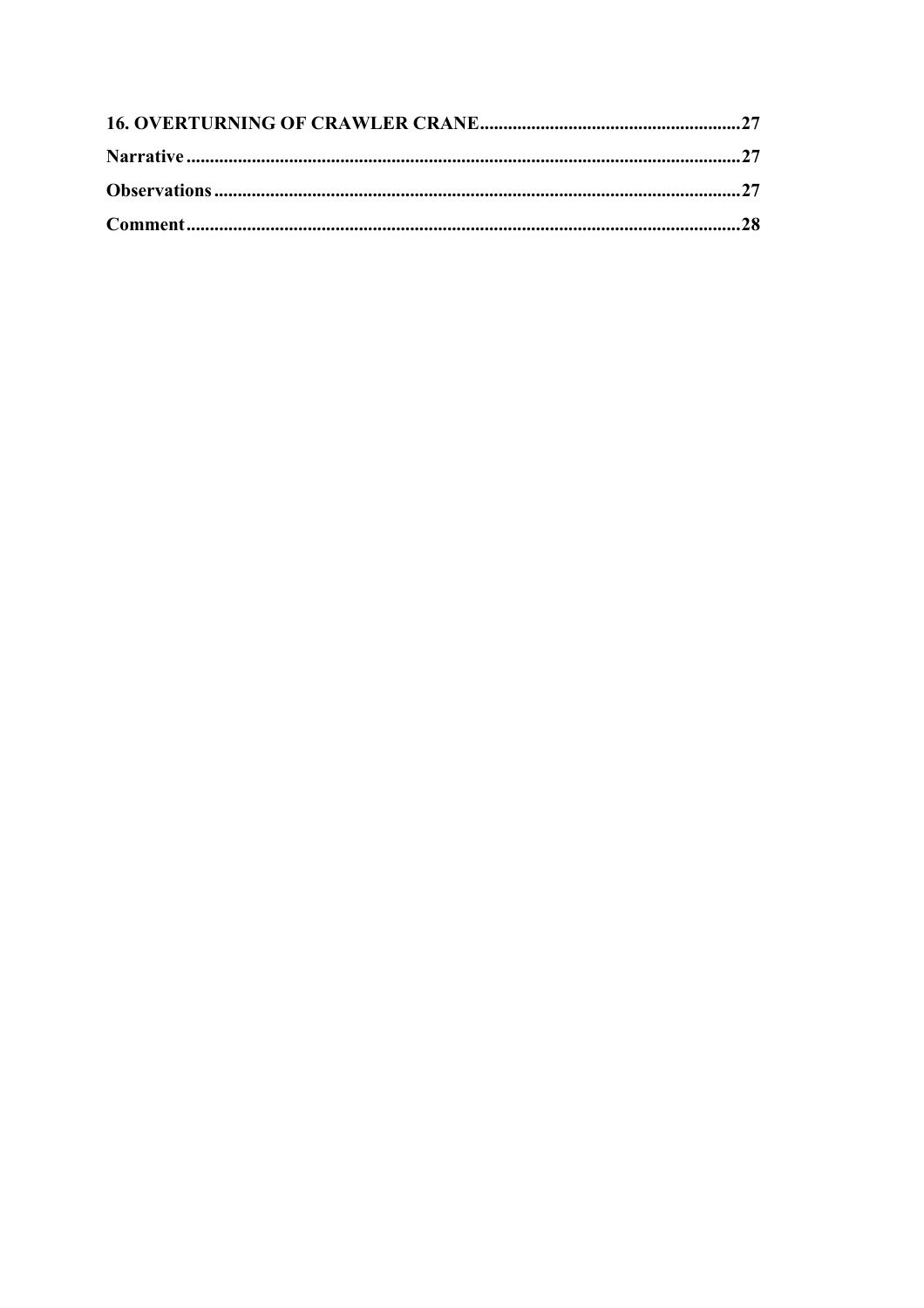**16. OVERTURNING OF CRAWLER CRANE**......................................................27

**Narrative**.....................................................................................................................27

**Observations**...............................................................................................................27

**Comment**.....................................................................................................................28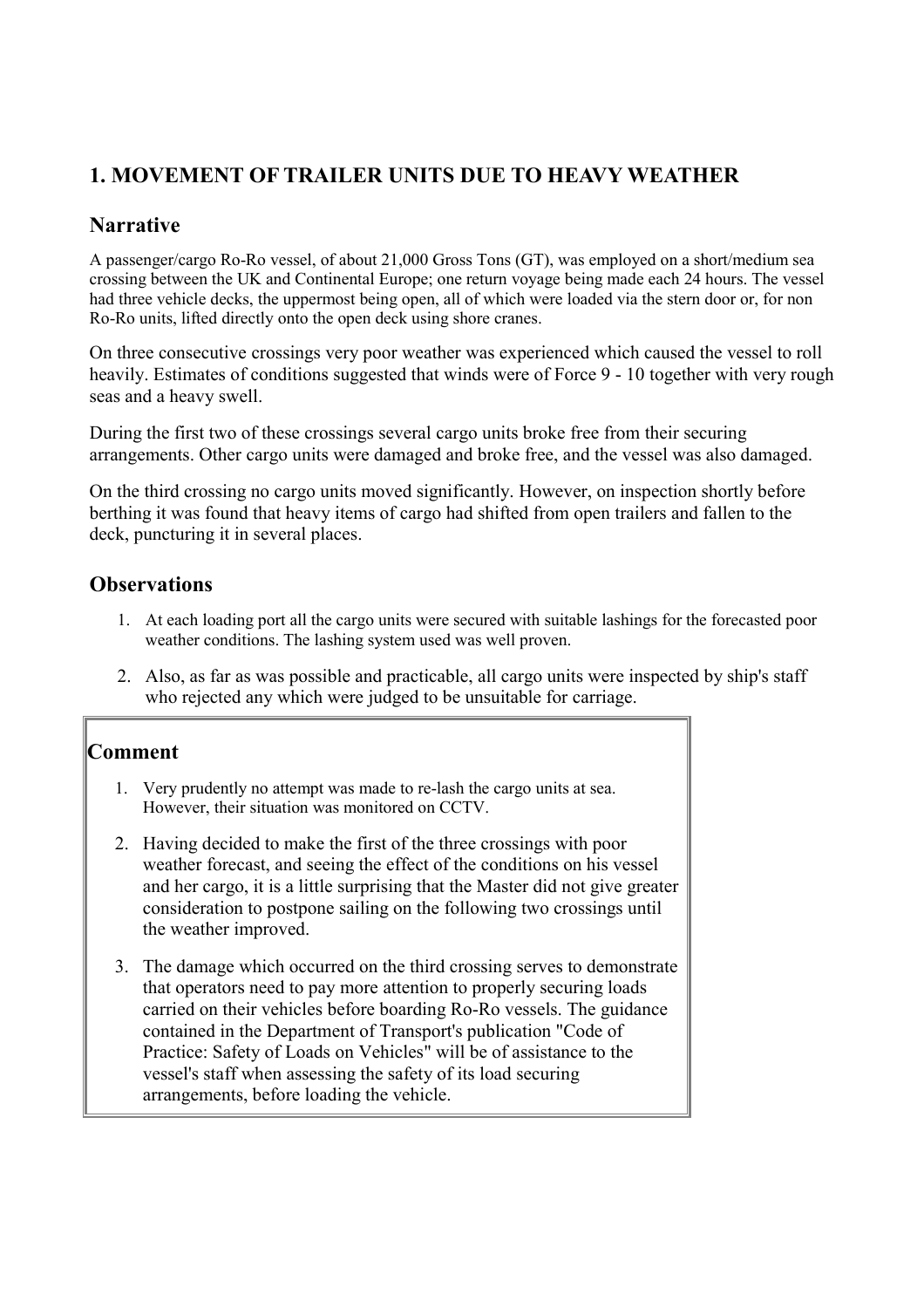## 1. MOVEMENT OF TRAILER UNITS DUE TO HEAVY WEATHER

### Narrative

A passenger/cargo Ro-Ro vessel, of about 21,000 Gross Tons (GT), was employed on a short/medium sea crossing between the UK and Continental Europe; one return voyage being made each 24 hours. The vessel had three vehicle decks, the uppermost being open, all of which were loaded via the stern door or, for non Ro-Ro units, lifted directly onto the open deck using shore cranes.

On three consecutive crossings very poor weather was experienced which caused the vessel to roll heavily. Estimates of conditions suggested that winds were of Force 9 - 10 together with very rough seas and a heavy swell.

During the first two of these crossings several cargo units broke free from their securing arrangements. Other cargo units were damaged and broke free, and the vessel was also damaged.

On the third crossing no cargo units moved significantly. However, on inspection shortly before berthing it was found that heavy items of cargo had shifted from open trailers and fallen to the deck, puncturing it in several places.

### Observations

1. At each loading port all the cargo units were secured with suitable lashings for the forecasted poor weather conditions. The lashing system used was well proven.
2. Also, as far as was possible and practicable, all cargo units were inspected by ship's staff who rejected any which were judged to be unsuitable for carriage.

### Comment

1. Very prudently no attempt was made to re-lash the cargo units at sea. However, their situation was monitored on CCTV.
2. Having decided to make the first of the three crossings with poor weather forecast, and seeing the effect of the conditions on his vessel and her cargo, it is a little surprising that the Master did not give greater consideration to postpone sailing on the following two crossings until the weather improved.
3. The damage which occurred on the third crossing serves to demonstrate that operators need to pay more attention to properly securing loads carried on their vehicles before boarding Ro-Ro vessels. The guidance contained in the Department of Transport's publication "Code of Practice: Safety of Loads on Vehicles" will be of assistance to the vessel's staff when assessing the safety of its load securing arrangements, before loading the vehicle.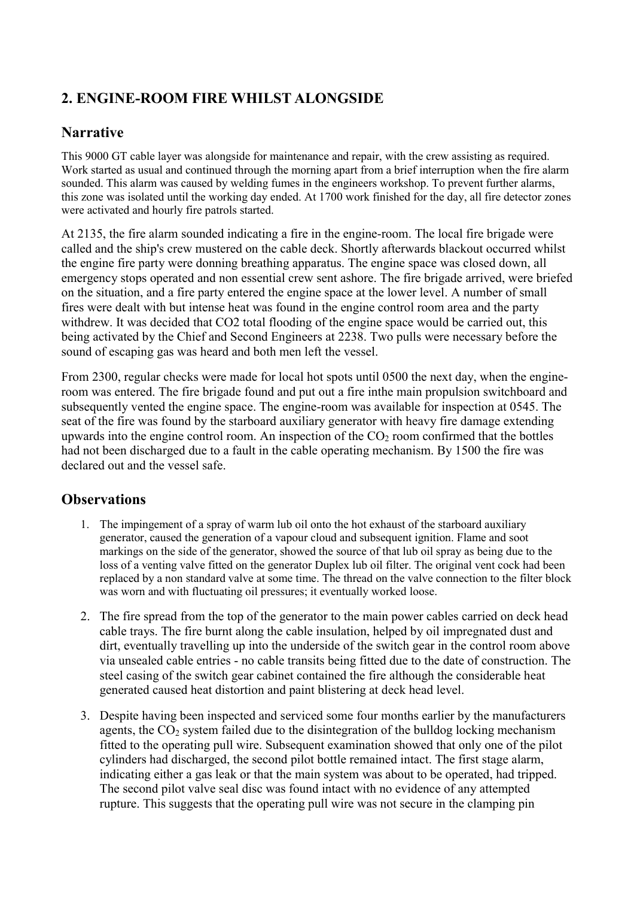## 2. ENGINE-ROOM FIRE WHILST ALONGSIDE

### Narrative

This 9000 GT cable layer was alongside for maintenance and repair, with the crew assisting as required. Work started as usual and continued through the morning apart from a brief interruption when the fire alarm sounded. This alarm was caused by welding fumes in the engineers workshop. To prevent further alarms, this zone was isolated until the working day ended. At 1700 work finished for the day, all fire detector zones were activated and hourly fire patrols started.

At 2135, the fire alarm sounded indicating a fire in the engine-room. The local fire brigade were called and the ship's crew mustered on the cable deck. Shortly afterwards blackout occurred whilst the engine fire party were donning breathing apparatus. The engine space was closed down, all emergency stops operated and non essential crew sent ashore. The fire brigade arrived, were briefed on the situation, and a fire party entered the engine space at the lower level. A number of small fires were dealt with but intense heat was found in the engine control room area and the party withdrew. It was decided that CO2 total flooding of the engine space would be carried out, this being activated by the Chief and Second Engineers at 2238. Two pulls were necessary before the sound of escaping gas was heard and both men left the vessel.

From 2300, regular checks were made for local hot spots until 0500 the next day, when the engine-room was entered. The fire brigade found and put out a fire inthe main propulsion switchboard and subsequently vented the engine space. The engine-room was available for inspection at 0545. The seat of the fire was found by the starboard auxiliary generator with heavy fire damage extending upwards into the engine control room. An inspection of the $CO_2$ room confirmed that the bottles had not been discharged due to a fault in the cable operating mechanism. By 1500 the fire was declared out and the vessel safe.

### Observations

1. The impingement of a spray of warm lub oil onto the hot exhaust of the starboard auxiliary generator, caused the generation of a vapour cloud and subsequent ignition. Flame and soot markings on the side of the generator, showed the source of that lub oil spray as being due to the loss of a venting valve fitted on the generator Duplex lub oil filter. The original vent cock had been replaced by a non standard valve at some time. The thread on the valve connection to the filter block was worn and with fluctuating oil pressures; it eventually worked loose.
2. The fire spread from the top of the generator to the main power cables carried on deck head cable trays. The fire burnt along the cable insulation, helped by oil impregnated dust and dirt, eventually travelling up into the underside of the switch gear in the control room above via unsealed cable entries - no cable transits being fitted due to the date of construction. The steel casing of the switch gear cabinet contained the fire although the considerable heat generated caused heat distortion and paint blistering at deck head level.
3. Despite having been inspected and serviced some four months earlier by the manufacturers agents, the $CO_2$ system failed due to the disintegration of the bulldog locking mechanism fitted to the operating pull wire. Subsequent examination showed that only one of the pilot cylinders had discharged, the second pilot bottle remained intact. The first stage alarm, indicating either a gas leak or that the main system was about to be operated, had tripped. The second pilot valve seal disc was found intact with no evidence of any attempted rupture. This suggests that the operating pull wire was not secure in the clamping pin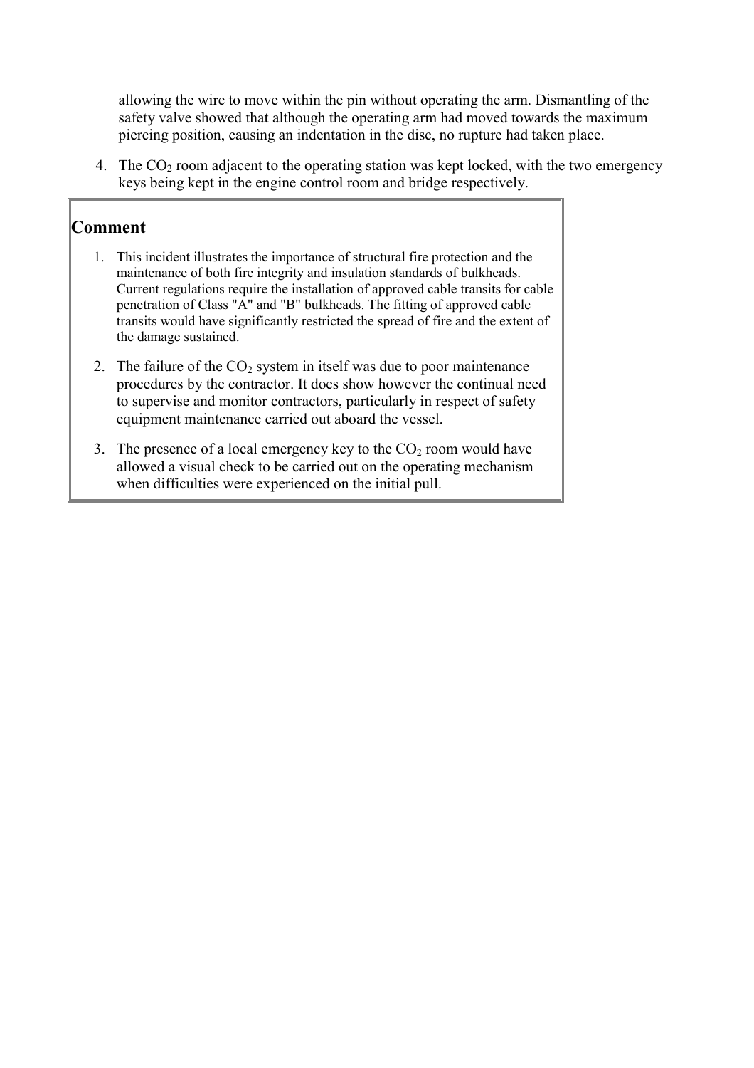allowing the wire to move within the pin without operating the arm. Dismantling of the safety valve showed that although the operating arm had moved towards the maximum piercing position, causing an indentation in the disc, no rupture had taken place.

4. The $CO_2$ room adjacent to the operating station was kept locked, with the two emergency keys being kept in the engine control room and bridge respectively.

## Comment

1. This incident illustrates the importance of structural fire protection and the maintenance of both fire integrity and insulation standards of bulkheads. Current regulations require the installation of approved cable transits for cable penetration of Class "A" and "B" bulkheads. The fitting of approved cable transits would have significantly restricted the spread of fire and the extent of the damage sustained.
2. The failure of the $CO_2$ system in itself was due to poor maintenance procedures by the contractor. It does show however the continual need to supervise and monitor contractors, particularly in respect of safety equipment maintenance carried out aboard the vessel.
3. The presence of a local emergency key to the $CO_2$ room would have allowed a visual check to be carried out on the operating mechanism when difficulties were experienced on the initial pull.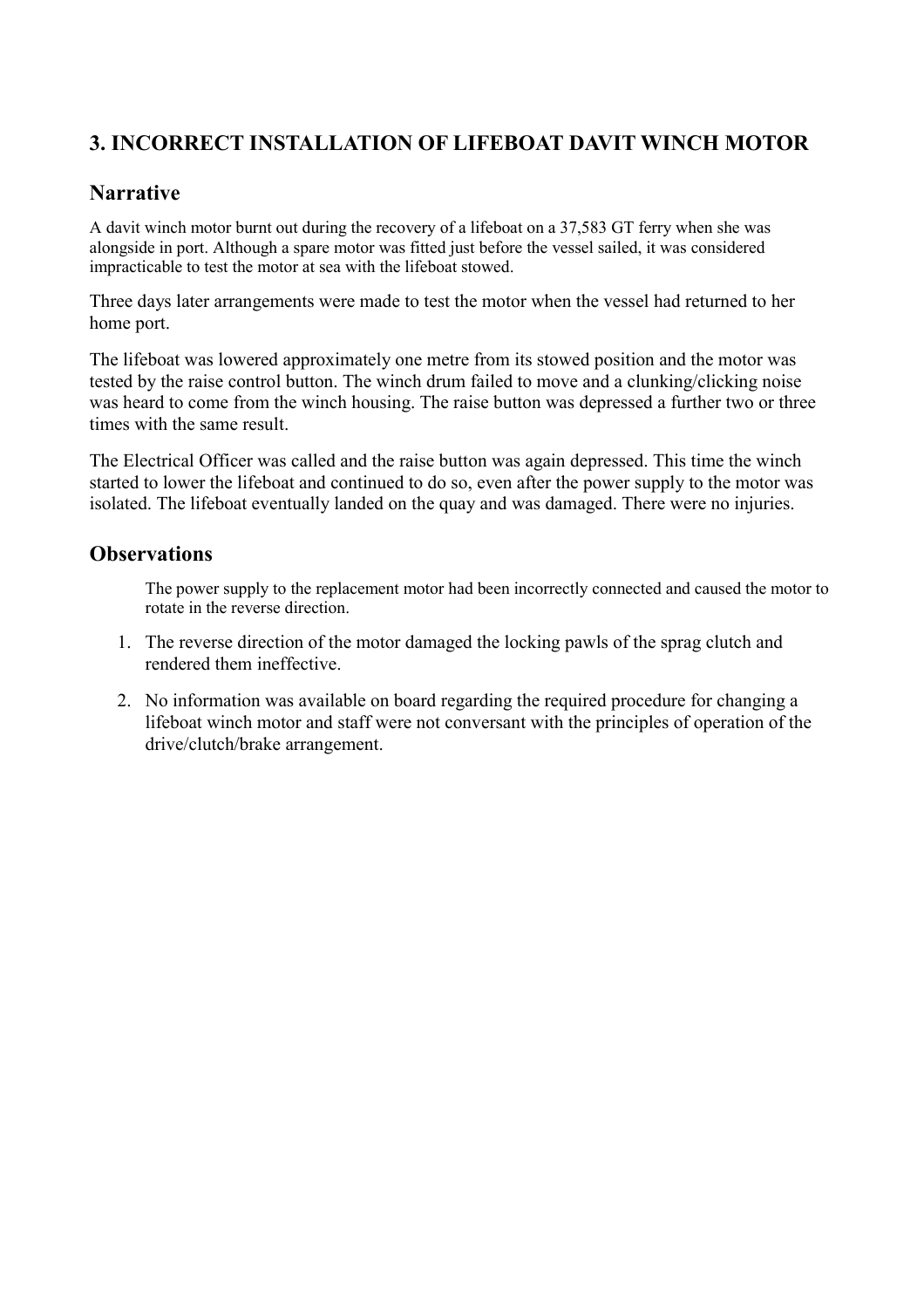## 3. INCORRECT INSTALLATION OF LIFEBOAT DAVIT WINCH MOTOR

### Narrative

A davit winch motor burnt out during the recovery of a lifeboat on a 37,583 GT ferry when she was alongside in port. Although a spare motor was fitted just before the vessel sailed, it was considered impracticable to test the motor at sea with the lifeboat stowed.

Three days later arrangements were made to test the motor when the vessel had returned to her home port.

The lifeboat was lowered approximately one metre from its stowed position and the motor was tested by the raise control button. The winch drum failed to move and a clunking/clicking noise was heard to come from the winch housing. The raise button was depressed a further two or three times with the same result.

The Electrical Officer was called and the raise button was again depressed. This time the winch started to lower the lifeboat and continued to do so, even after the power supply to the motor was isolated. The lifeboat eventually landed on the quay and was damaged. There were no injuries.

### Observations

The power supply to the replacement motor had been incorrectly connected and caused the motor to rotate in the reverse direction.

1. The reverse direction of the motor damaged the locking pawls of the sprag clutch and rendered them ineffective.
2. No information was available on board regarding the required procedure for changing a lifeboat winch motor and staff were not conversant with the principles of operation of the drive/clutch/brake arrangement.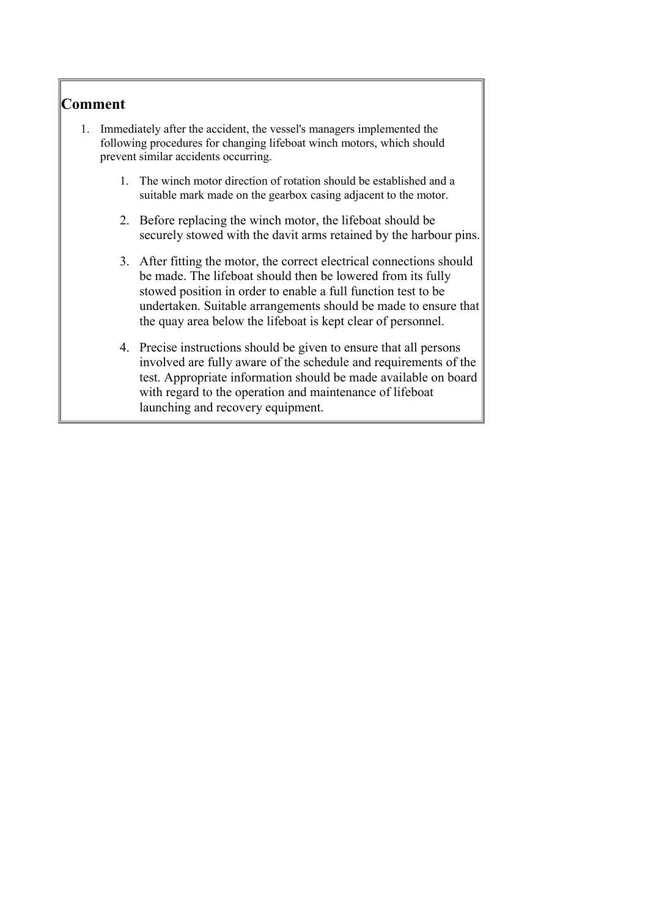## Comment

1. Immediately after the accident, the vessel's managers implemented the following procedures for changing lifeboat winch motors, which should prevent similar accidents occurring.

    1. The winch motor direction of rotation should be established and a suitable mark made on the gearbox casing adjacent to the motor.
    2. Before replacing the winch motor, the lifeboat should be securely stowed with the davit arms retained by the harbour pins.
    3. After fitting the motor, the correct electrical connections should be made. The lifeboat should then be lowered from its fully stowed position in order to enable a full function test to be undertaken. Suitable arrangements should be made to ensure that the quay area below the lifeboat is kept clear of personnel.
    4. Precise instructions should be given to ensure that all persons involved are fully aware of the schedule and requirements of the test. Appropriate information should be made available on board with regard to the operation and maintenance of lifeboat launching and recovery equipment.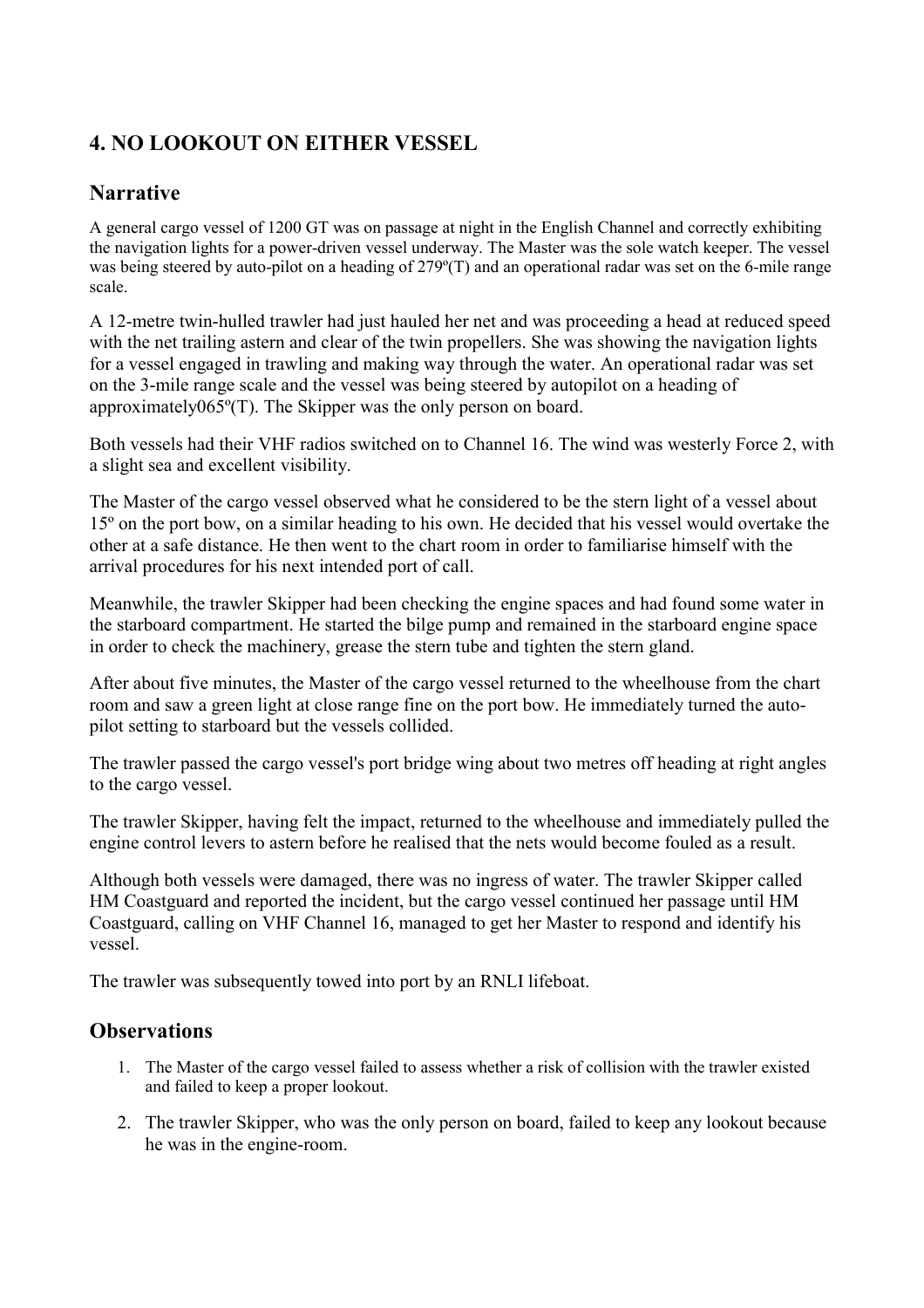## 4. NO LOOKOUT ON EITHER VESSEL

### Narrative

A general cargo vessel of 1200 GT was on passage at night in the English Channel and correctly exhibiting the navigation lights for a power-driven vessel underway. The Master was the sole watch keeper. The vessel was being steered by auto-pilot on a heading of 279º(T) and an operational radar was set on the 6-mile range scale.

A 12-metre twin-hulled trawler had just hauled her net and was proceeding a head at reduced speed with the net trailing astern and clear of the twin propellers. She was showing the navigation lights for a vessel engaged in trawling and making way through the water. An operational radar was set on the 3-mile range scale and the vessel was being steered by autopilot on a heading of approximately065º(T). The Skipper was the only person on board.

Both vessels had their VHF radios switched on to Channel 16. The wind was westerly Force 2, with a slight sea and excellent visibility.

The Master of the cargo vessel observed what he considered to be the stern light of a vessel about 15º on the port bow, on a similar heading to his own. He decided that his vessel would overtake the other at a safe distance. He then went to the chart room in order to familiarise himself with the arrival procedures for his next intended port of call.

Meanwhile, the trawler Skipper had been checking the engine spaces and had found some water in the starboard compartment. He started the bilge pump and remained in the starboard engine space in order to check the machinery, grease the stern tube and tighten the stern gland.

After about five minutes, the Master of the cargo vessel returned to the wheelhouse from the chart room and saw a green light at close range fine on the port bow. He immediately turned the auto-pilot setting to starboard but the vessels collided.

The trawler passed the cargo vessel's port bridge wing about two metres off heading at right angles to the cargo vessel.

The trawler Skipper, having felt the impact, returned to the wheelhouse and immediately pulled the engine control levers to astern before he realised that the nets would become fouled as a result.

Although both vessels were damaged, there was no ingress of water. The trawler Skipper called HM Coastguard and reported the incident, but the cargo vessel continued her passage until HM Coastguard, calling on VHF Channel 16, managed to get her Master to respond and identify his vessel.

The trawler was subsequently towed into port by an RNLI lifeboat.

### Observations

1. The Master of the cargo vessel failed to assess whether a risk of collision with the trawler existed and failed to keep a proper lookout.
2. The trawler Skipper, who was the only person on board, failed to keep any lookout because he was in the engine-room.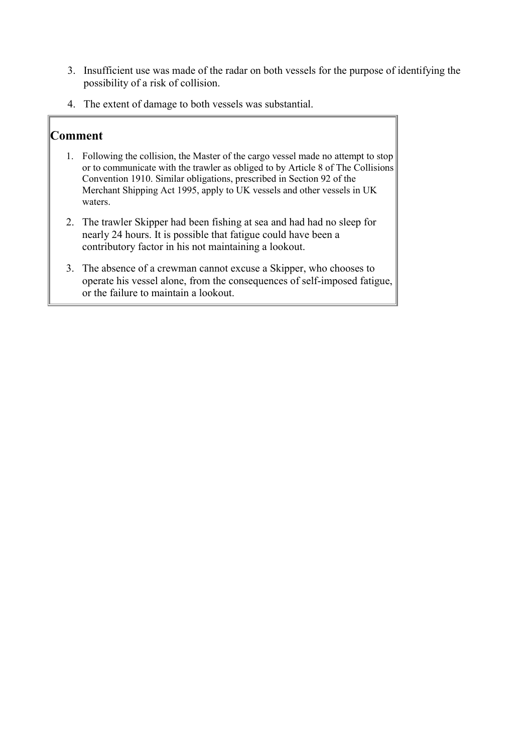3. Insufficient use was made of the radar on both vessels for the purpose of identifying the possibility of a risk of collision.
4. The extent of damage to both vessels was substantial.

## Comment

1. Following the collision, the Master of the cargo vessel made no attempt to stop or to communicate with the trawler as obliged to by Article 8 of The Collisions Convention 1910. Similar obligations, prescribed in Section 92 of the Merchant Shipping Act 1995, apply to UK vessels and other vessels in UK waters.
2. The trawler Skipper had been fishing at sea and had had no sleep for nearly 24 hours. It is possible that fatigue could have been a contributory factor in his not maintaining a lookout.
3. The absence of a crewman cannot excuse a Skipper, who chooses to operate his vessel alone, from the consequences of self-imposed fatigue, or the failure to maintain a lookout.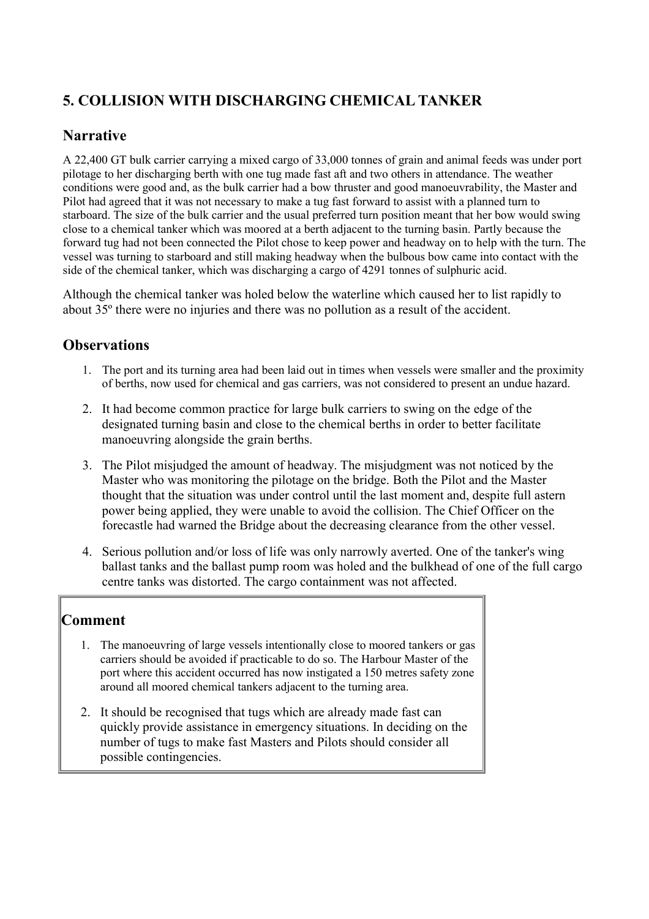## 5. COLLISION WITH DISCHARGING CHEMICAL TANKER

### Narrative

A 22,400 GT bulk carrier carrying a mixed cargo of 33,000 tonnes of grain and animal feeds was under port pilotage to her discharging berth with one tug made fast aft and two others in attendance. The weather conditions were good and, as the bulk carrier had a bow thruster and good manoeuvrability, the Master and Pilot had agreed that it was not necessary to make a tug fast forward to assist with a planned turn to starboard. The size of the bulk carrier and the usual preferred turn position meant that her bow would swing close to a chemical tanker which was moored at a berth adjacent to the turning basin. Partly because the forward tug had not been connected the Pilot chose to keep power and headway on to help with the turn. The vessel was turning to starboard and still making headway when the bulbous bow came into contact with the side of the chemical tanker, which was discharging a cargo of 4291 tonnes of sulphuric acid.

Although the chemical tanker was holed below the waterline which caused her to list rapidly to about 35º there were no injuries and there was no pollution as a result of the accident.

### Observations

1. The port and its turning area had been laid out in times when vessels were smaller and the proximity of berths, now used for chemical and gas carriers, was not considered to present an undue hazard.
2. It had become common practice for large bulk carriers to swing on the edge of the designated turning basin and close to the chemical berths in order to better facilitate manoeuvring alongside the grain berths.
3. The Pilot misjudged the amount of headway. The misjudgment was not noticed by the Master who was monitoring the pilotage on the bridge. Both the Pilot and the Master thought that the situation was under control until the last moment and, despite full astern power being applied, they were unable to avoid the collision. The Chief Officer on the forecastle had warned the Bridge about the decreasing clearance from the other vessel.
4. Serious pollution and/or loss of life was only narrowly averted. One of the tanker's wing ballast tanks and the ballast pump room was holed and the bulkhead of one of the full cargo centre tanks was distorted. The cargo containment was not affected.

### Comment

1. The manoeuvring of large vessels intentionally close to moored tankers or gas carriers should be avoided if practicable to do so. The Harbour Master of the port where this accident occurred has now instigated a 150 metres safety zone around all moored chemical tankers adjacent to the turning area.
2. It should be recognised that tugs which are already made fast can quickly provide assistance in emergency situations. In deciding on the number of tugs to make fast Masters and Pilots should consider all possible contingencies.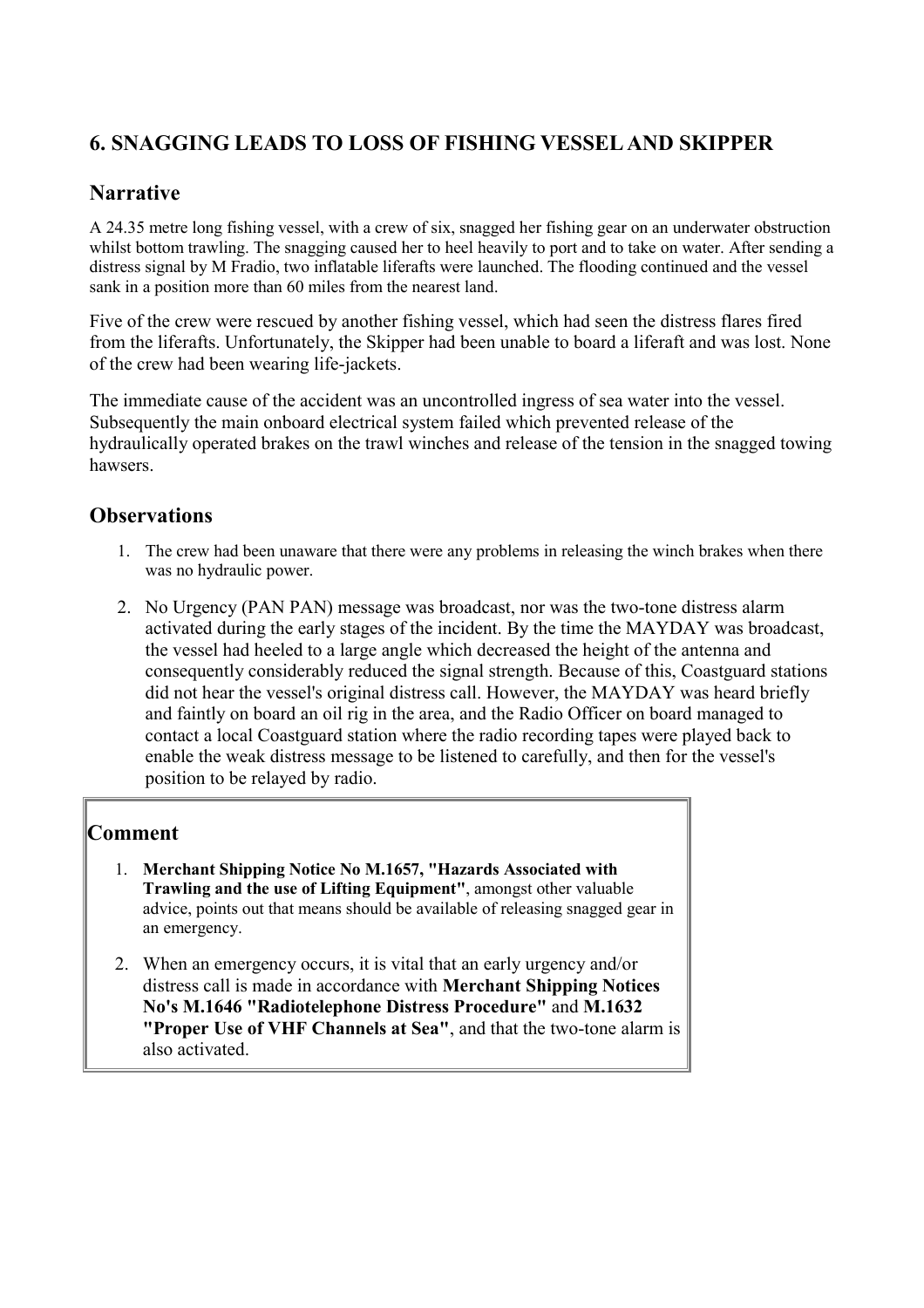## 6. SNAGGING LEADS TO LOSS OF FISHING VESSEL AND SKIPPER

### Narrative

A 24.35 metre long fishing vessel, with a crew of six, snagged her fishing gear on an underwater obstruction whilst bottom trawling. The snagging caused her to heel heavily to port and to take on water. After sending a distress signal by M Fradio, two inflatable liferafts were launched. The flooding continued and the vessel sank in a position more than 60 miles from the nearest land.

Five of the crew were rescued by another fishing vessel, which had seen the distress flares fired from the liferafts. Unfortunately, the Skipper had been unable to board a liferaft and was lost. None of the crew had been wearing life-jackets.

The immediate cause of the accident was an uncontrolled ingress of sea water into the vessel. Subsequently the main onboard electrical system failed which prevented release of the hydraulically operated brakes on the trawl winches and release of the tension in the snagged towing hawsers.

### Observations

1. The crew had been unaware that there were any problems in releasing the winch brakes when there was no hydraulic power.
2. No Urgency (PAN PAN) message was broadcast, nor was the two-tone distress alarm activated during the early stages of the incident. By the time the MAYDAY was broadcast, the vessel had heeled to a large angle which decreased the height of the antenna and consequently considerably reduced the signal strength. Because of this, Coastguard stations did not hear the vessel's original distress call. However, the MAYDAY was heard briefly and faintly on board an oil rig in the area, and the Radio Officer on board managed to contact a local Coastguard station where the radio recording tapes were played back to enable the weak distress message to be listened to carefully, and then for the vessel's position to be relayed by radio.

### Comment

1. **Merchant Shipping Notice No M.1657, "Hazards Associated with Trawling and the use of Lifting Equipment"**, amongst other valuable advice, points out that means should be available of releasing snagged gear in an emergency.
2. When an emergency occurs, it is vital that an early urgency and/or distress call is made in accordance with **Merchant Shipping Notices No's M.1646 "Radiotelephone Distress Procedure"** and **M.1632 "Proper Use of VHF Channels at Sea"**, and that the two-tone alarm is also activated.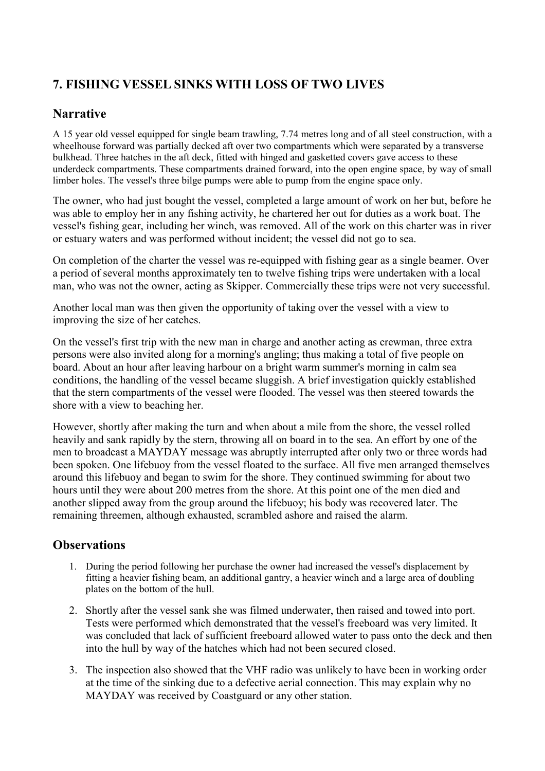## 7. FISHING VESSEL SINKS WITH LOSS OF TWO LIVES

### Narrative

A 15 year old vessel equipped for single beam trawling, 7.74 metres long and of all steel construction, with a wheelhouse forward was partially decked aft over two compartments which were separated by a transverse bulkhead. Three hatches in the aft deck, fitted with hinged and gasketted covers gave access to these underdeck compartments. These compartments drained forward, into the open engine space, by way of small limber holes. The vessel's three bilge pumps were able to pump from the engine space only.

The owner, who had just bought the vessel, completed a large amount of work on her but, before he was able to employ her in any fishing activity, he chartered her out for duties as a work boat. The vessel's fishing gear, including her winch, was removed. All of the work on this charter was in river or estuary waters and was performed without incident; the vessel did not go to sea.

On completion of the charter the vessel was re-equipped with fishing gear as a single beamer. Over a period of several months approximately ten to twelve fishing trips were undertaken with a local man, who was not the owner, acting as Skipper. Commercially these trips were not very successful.

Another local man was then given the opportunity of taking over the vessel with a view to improving the size of her catches.

On the vessel's first trip with the new man in charge and another acting as crewman, three extra persons were also invited along for a morning's angling; thus making a total of five people on board. About an hour after leaving harbour on a bright warm summer's morning in calm sea conditions, the handling of the vessel became sluggish. A brief investigation quickly established that the stern compartments of the vessel were flooded. The vessel was then steered towards the shore with a view to beaching her.

However, shortly after making the turn and when about a mile from the shore, the vessel rolled heavily and sank rapidly by the stern, throwing all on board in to the sea. An effort by one of the men to broadcast a MAYDAY message was abruptly interrupted after only two or three words had been spoken. One lifebuoy from the vessel floated to the surface. All five men arranged themselves around this lifebuoy and began to swim for the shore. They continued swimming for about two hours until they were about 200 metres from the shore. At this point one of the men died and another slipped away from the group around the lifebuoy; his body was recovered later. The remaining threemen, although exhausted, scrambled ashore and raised the alarm.

### Observations

1. During the period following her purchase the owner had increased the vessel's displacement by fitting a heavier fishing beam, an additional gantry, a heavier winch and a large area of doubling plates on the bottom of the hull.
2. Shortly after the vessel sank she was filmed underwater, then raised and towed into port. Tests were performed which demonstrated that the vessel's freeboard was very limited. It was concluded that lack of sufficient freeboard allowed water to pass onto the deck and then into the hull by way of the hatches which had not been secured closed.
3. The inspection also showed that the VHF radio was unlikely to have been in working order at the time of the sinking due to a defective aerial connection. This may explain why no MAYDAY was received by Coastguard or any other station.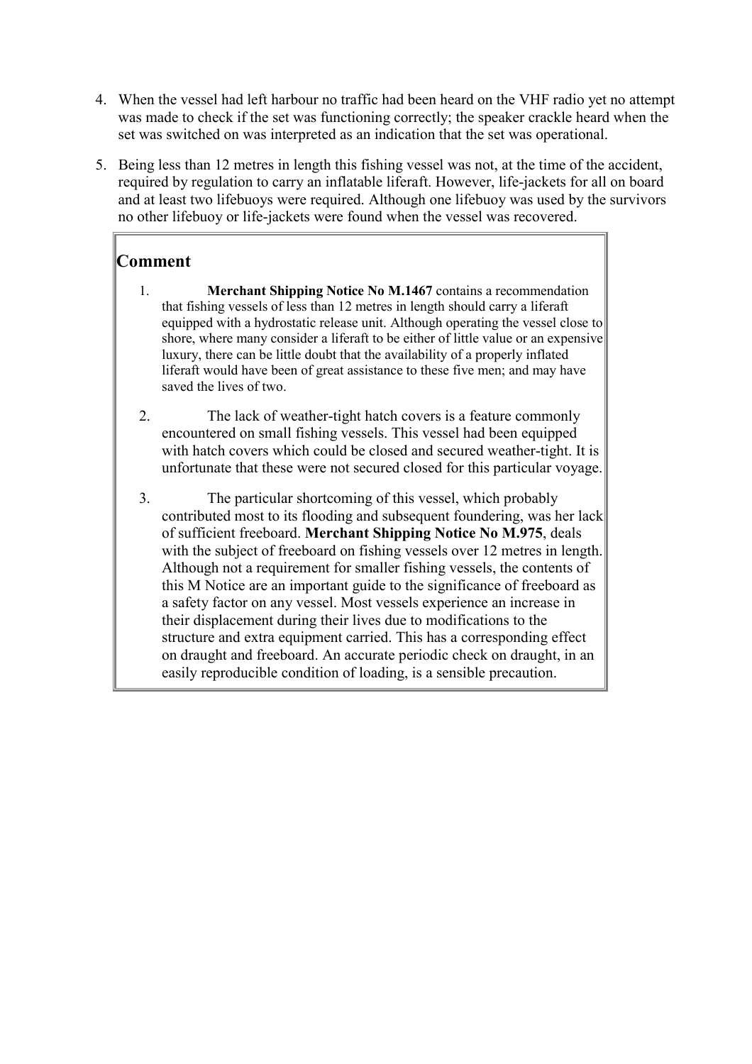4. When the vessel had left harbour no traffic had been heard on the VHF radio yet no attempt was made to check if the set was functioning correctly; the speaker crackle heard when the set was switched on was interpreted as an indication that the set was operational.

5. Being less than 12 metres in length this fishing vessel was not, at the time of the accident, required by regulation to carry an inflatable liferaft. However, life-jackets for all on board and at least two lifebuoys were required. Although one lifebuoy was used by the survivors no other lifebuoy or life-jackets were found when the vessel was recovered.

## Comment

1. **Merchant Shipping Notice No M.1467** contains a recommendation that fishing vessels of less than 12 metres in length should carry a liferaft equipped with a hydrostatic release unit. Although operating the vessel close to shore, where many consider a liferaft to be either of little value or an expensive luxury, there can be little doubt that the availability of a properly inflated liferaft would have been of great assistance to these five men; and may have saved the lives of two.

2. The lack of weather-tight hatch covers is a feature commonly encountered on small fishing vessels. This vessel had been equipped with hatch covers which could be closed and secured weather-tight. It is unfortunate that these were not secured closed for this particular voyage.

3. The particular shortcoming of this vessel, which probably contributed most to its flooding and subsequent foundering, was her lack of sufficient freeboard. **Merchant Shipping Notice No M.975**, deals with the subject of freeboard on fishing vessels over 12 metres in length. Although not a requirement for smaller fishing vessels, the contents of this M Notice are an important guide to the significance of freeboard as a safety factor on any vessel. Most vessels experience an increase in their displacement during their lives due to modifications to the structure and extra equipment carried. This has a corresponding effect on draught and freeboard. An accurate periodic check on draught, in an easily reproducible condition of loading, is a sensible precaution.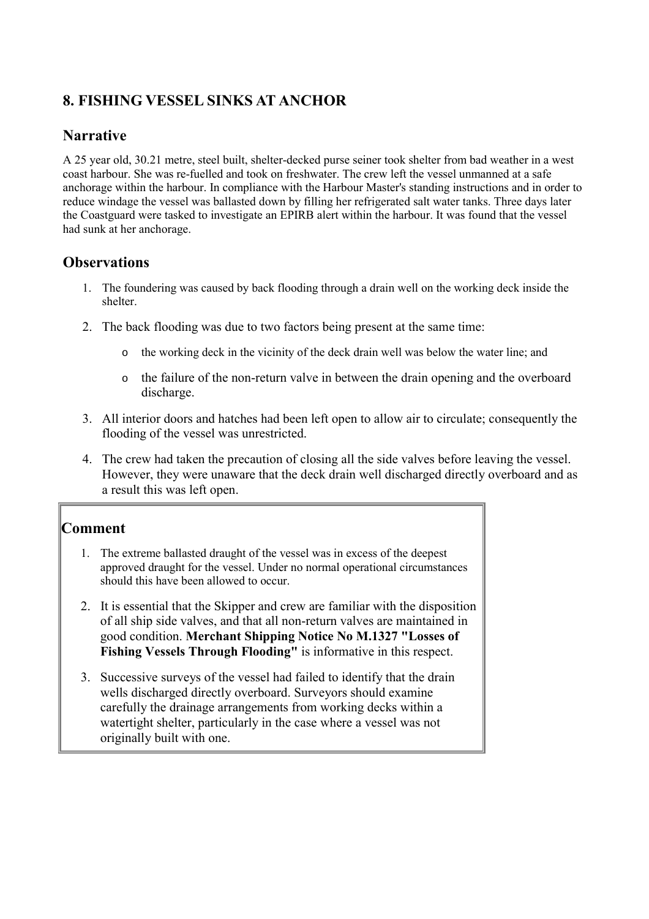## 8. FISHING VESSEL SINKS AT ANCHOR

### Narrative

A 25 year old, 30.21 metre, steel built, shelter-decked purse seiner took shelter from bad weather in a west coast harbour. She was re-fuelled and took on freshwater. The crew left the vessel unmanned at a safe anchorage within the harbour. In compliance with the Harbour Master's standing instructions and in order to reduce windage the vessel was ballasted down by filling her refrigerated salt water tanks. Three days later the Coastguard were tasked to investigate an EPIRB alert within the harbour. It was found that the vessel had sunk at her anchorage.

### Observations

1. The foundering was caused by back flooding through a drain well on the working deck inside the shelter.
2. The back flooding was due to two factors being present at the same time:
   - the working deck in the vicinity of the deck drain well was below the water line; and
   - the failure of the non-return valve in between the drain opening and the overboard discharge.
3. All interior doors and hatches had been left open to allow air to circulate; consequently the flooding of the vessel was unrestricted.
4. The crew had taken the precaution of closing all the side valves before leaving the vessel. However, they were unaware that the deck drain well discharged directly overboard and as a result this was left open.

### Comment

1. The extreme ballasted draught of the vessel was in excess of the deepest approved draught for the vessel. Under no normal operational circumstances should this have been allowed to occur.
2. It is essential that the Skipper and crew are familiar with the disposition of all ship side valves, and that all non-return valves are maintained in good condition. **Merchant Shipping Notice No M.1327 "Losses of Fishing Vessels Through Flooding"** is informative in this respect.
3. Successive surveys of the vessel had failed to identify that the drain wells discharged directly overboard. Surveyors should examine carefully the drainage arrangements from working decks within a watertight shelter, particularly in the case where a vessel was not originally built with one.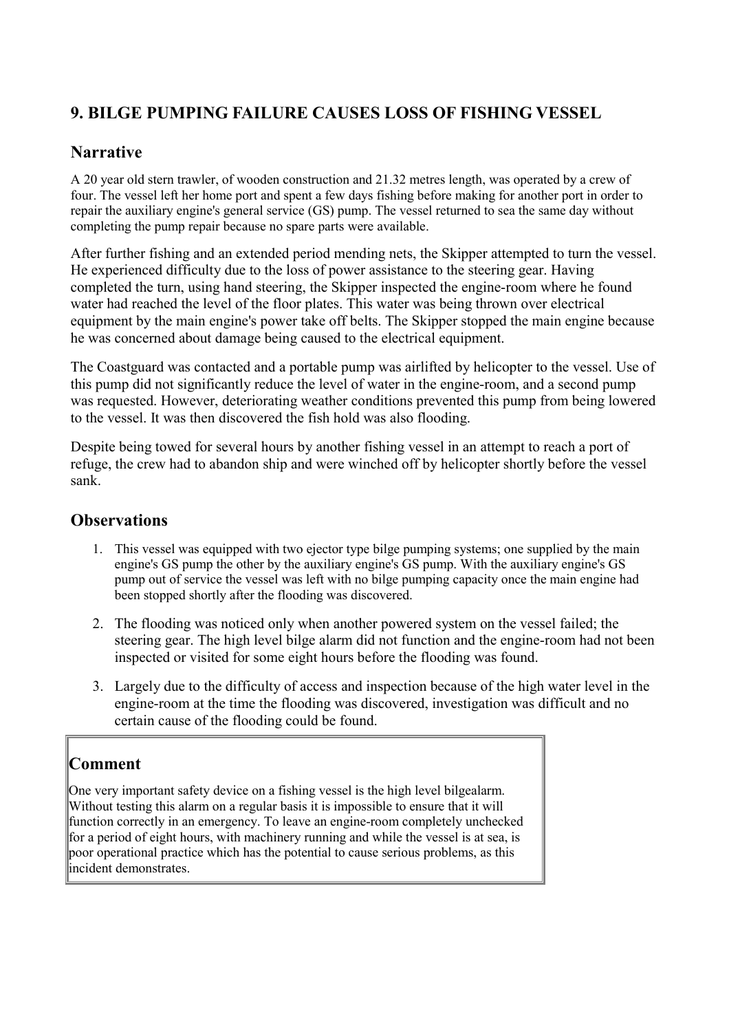## 9. BILGE PUMPING FAILURE CAUSES LOSS OF FISHING VESSEL

### Narrative

A 20 year old stern trawler, of wooden construction and 21.32 metres length, was operated by a crew of four. The vessel left her home port and spent a few days fishing before making for another port in order to repair the auxiliary engine's general service (GS) pump. The vessel returned to sea the same day without completing the pump repair because no spare parts were available.

After further fishing and an extended period mending nets, the Skipper attempted to turn the vessel. He experienced difficulty due to the loss of power assistance to the steering gear. Having completed the turn, using hand steering, the Skipper inspected the engine-room where he found water had reached the level of the floor plates. This water was being thrown over electrical equipment by the main engine's power take off belts. The Skipper stopped the main engine because he was concerned about damage being caused to the electrical equipment.

The Coastguard was contacted and a portable pump was airlifted by helicopter to the vessel. Use of this pump did not significantly reduce the level of water in the engine-room, and a second pump was requested. However, deteriorating weather conditions prevented this pump from being lowered to the vessel. It was then discovered the fish hold was also flooding.

Despite being towed for several hours by another fishing vessel in an attempt to reach a port of refuge, the crew had to abandon ship and were winched off by helicopter shortly before the vessel sank.

### Observations

1. This vessel was equipped with two ejector type bilge pumping systems; one supplied by the main engine's GS pump the other by the auxiliary engine's GS pump. With the auxiliary engine's GS pump out of service the vessel was left with no bilge pumping capacity once the main engine had been stopped shortly after the flooding was discovered.
2. The flooding was noticed only when another powered system on the vessel failed; the steering gear. The high level bilge alarm did not function and the engine-room had not been inspected or visited for some eight hours before the flooding was found.
3. Largely due to the difficulty of access and inspection because of the high water level in the engine-room at the time the flooding was discovered, investigation was difficult and no certain cause of the flooding could be found.

### Comment

One very important safety device on a fishing vessel is the high level bilgealarm. Without testing this alarm on a regular basis it is impossible to ensure that it will function correctly in an emergency. To leave an engine-room completely unchecked for a period of eight hours, with machinery running and while the vessel is at sea, is poor operational practice which has the potential to cause serious problems, as this incident demonstrates.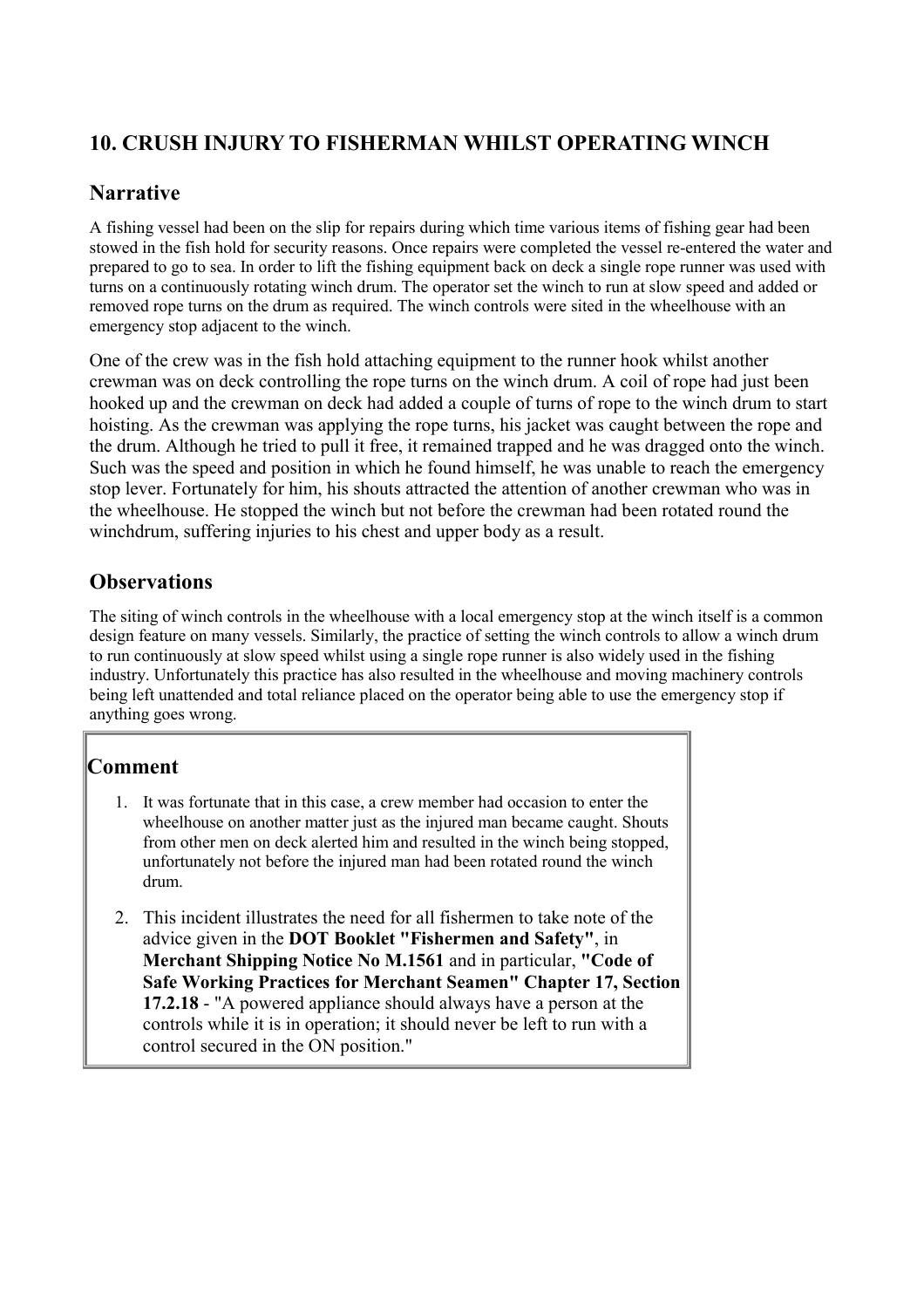## 10. CRUSH INJURY TO FISHERMAN WHILST OPERATING WINCH

### Narrative

A fishing vessel had been on the slip for repairs during which time various items of fishing gear had been stowed in the fish hold for security reasons. Once repairs were completed the vessel re-entered the water and prepared to go to sea. In order to lift the fishing equipment back on deck a single rope runner was used with turns on a continuously rotating winch drum. The operator set the winch to run at slow speed and added or removed rope turns on the drum as required. The winch controls were sited in the wheelhouse with an emergency stop adjacent to the winch.

One of the crew was in the fish hold attaching equipment to the runner hook whilst another crewman was on deck controlling the rope turns on the winch drum. A coil of rope had just been hooked up and the crewman on deck had added a couple of turns of rope to the winch drum to start hoisting. As the crewman was applying the rope turns, his jacket was caught between the rope and the drum. Although he tried to pull it free, it remained trapped and he was dragged onto the winch. Such was the speed and position in which he found himself, he was unable to reach the emergency stop lever. Fortunately for him, his shouts attracted the attention of another crewman who was in the wheelhouse. He stopped the winch but not before the crewman had been rotated round the winchdrum, suffering injuries to his chest and upper body as a result.

### Observations

The siting of winch controls in the wheelhouse with a local emergency stop at the winch itself is a common design feature on many vessels. Similarly, the practice of setting the winch controls to allow a winch drum to run continuously at slow speed whilst using a single rope runner is also widely used in the fishing industry. Unfortunately this practice has also resulted in the wheelhouse and moving machinery controls being left unattended and total reliance placed on the operator being able to use the emergency stop if anything goes wrong.

### Comment

1. It was fortunate that in this case, a crew member had occasion to enter the wheelhouse on another matter just as the injured man became caught. Shouts from other men on deck alerted him and resulted in the winch being stopped, unfortunately not before the injured man had been rotated round the winch drum.
2. This incident illustrates the need for all fishermen to take note of the advice given in the **DOT Booklet "Fishermen and Safety"**, in **Merchant Shipping Notice No M.1561** and in particular, **"Code of Safe Working Practices for Merchant Seamen" Chapter 17, Section 17.2.18** - "A powered appliance should always have a person at the controls while it is in operation; it should never be left to run with a control secured in the ON position."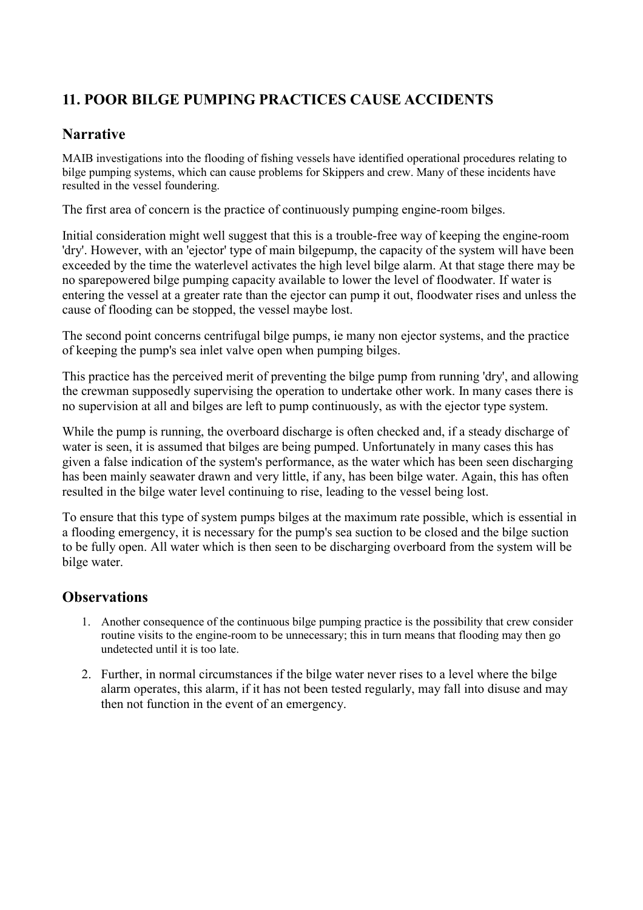## 11. POOR BILGE PUMPING PRACTICES CAUSE ACCIDENTS

### Narrative

MAIB investigations into the flooding of fishing vessels have identified operational procedures relating to bilge pumping systems, which can cause problems for Skippers and crew. Many of these incidents have resulted in the vessel foundering.

The first area of concern is the practice of continuously pumping engine-room bilges.

Initial consideration might well suggest that this is a trouble-free way of keeping the engine-room 'dry'. However, with an 'ejector' type of main bilgepump, the capacity of the system will have been exceeded by the time the waterlevel activates the high level bilge alarm. At that stage there may be no sparepowered bilge pumping capacity available to lower the level of floodwater. If water is entering the vessel at a greater rate than the ejector can pump it out, floodwater rises and unless the cause of flooding can be stopped, the vessel maybe lost.

The second point concerns centrifugal bilge pumps, ie many non ejector systems, and the practice of keeping the pump's sea inlet valve open when pumping bilges.

This practice has the perceived merit of preventing the bilge pump from running 'dry', and allowing the crewman supposedly supervising the operation to undertake other work. In many cases there is no supervision at all and bilges are left to pump continuously, as with the ejector type system.

While the pump is running, the overboard discharge is often checked and, if a steady discharge of water is seen, it is assumed that bilges are being pumped. Unfortunately in many cases this has given a false indication of the system's performance, as the water which has been seen discharging has been mainly seawater drawn and very little, if any, has been bilge water. Again, this has often resulted in the bilge water level continuing to rise, leading to the vessel being lost.

To ensure that this type of system pumps bilges at the maximum rate possible, which is essential in a flooding emergency, it is necessary for the pump's sea suction to be closed and the bilge suction to be fully open. All water which is then seen to be discharging overboard from the system will be bilge water.

### Observations

1. Another consequence of the continuous bilge pumping practice is the possibility that crew consider routine visits to the engine-room to be unnecessary; this in turn means that flooding may then go undetected until it is too late.
2. Further, in normal circumstances if the bilge water never rises to a level where the bilge alarm operates, this alarm, if it has not been tested regularly, may fall into disuse and may then not function in the event of an emergency.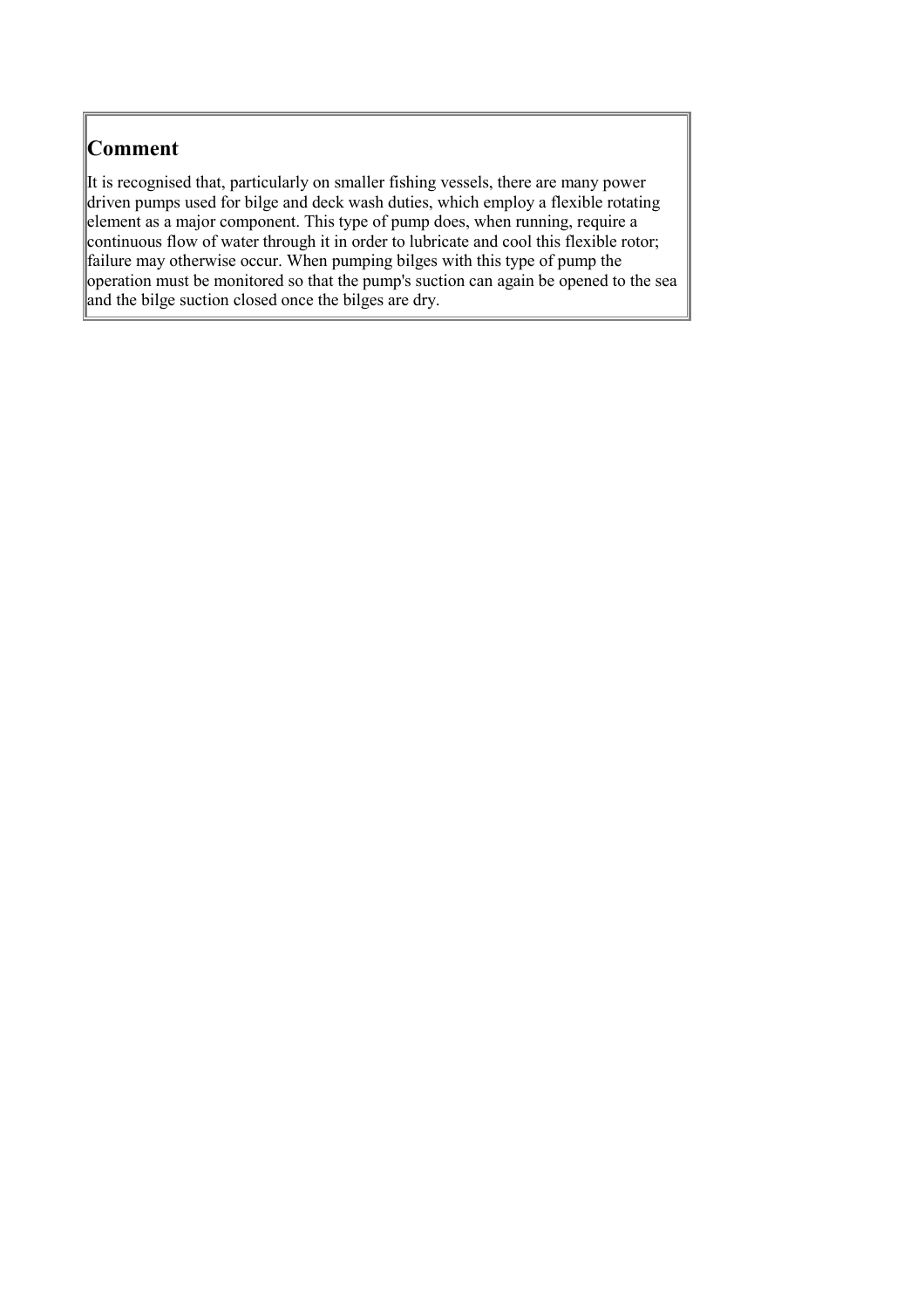## Comment

It is recognised that, particularly on smaller fishing vessels, there are many power driven pumps used for bilge and deck wash duties, which employ a flexible rotating element as a major component. This type of pump does, when running, require a continuous flow of water through it in order to lubricate and cool this flexible rotor; failure may otherwise occur. When pumping bilges with this type of pump the operation must be monitored so that the pump's suction can again be opened to the sea and the bilge suction closed once the bilges are dry.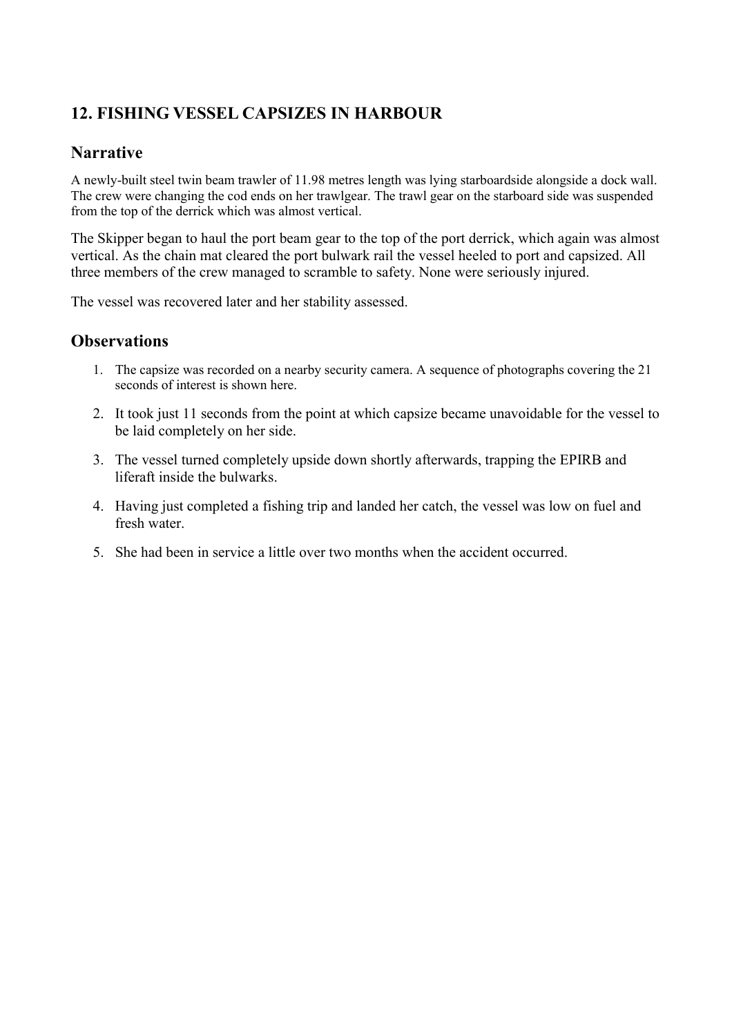## 12. FISHING VESSEL CAPSIZES IN HARBOUR

### Narrative

A newly-built steel twin beam trawler of 11.98 metres length was lying starboardside alongside a dock wall. The crew were changing the cod ends on her trawlgear. The trawl gear on the starboard side was suspended from the top of the derrick which was almost vertical.

The Skipper began to haul the port beam gear to the top of the port derrick, which again was almost vertical. As the chain mat cleared the port bulwark rail the vessel heeled to port and capsized. All three members of the crew managed to scramble to safety. None were seriously injured.

The vessel was recovered later and her stability assessed.

### Observations

1. The capsize was recorded on a nearby security camera. A sequence of photographs covering the 21 seconds of interest is shown here.
2. It took just 11 seconds from the point at which capsize became unavoidable for the vessel to be laid completely on her side.
3. The vessel turned completely upside down shortly afterwards, trapping the EPIRB and liferaft inside the bulwarks.
4. Having just completed a fishing trip and landed her catch, the vessel was low on fuel and fresh water.
5. She had been in service a little over two months when the accident occurred.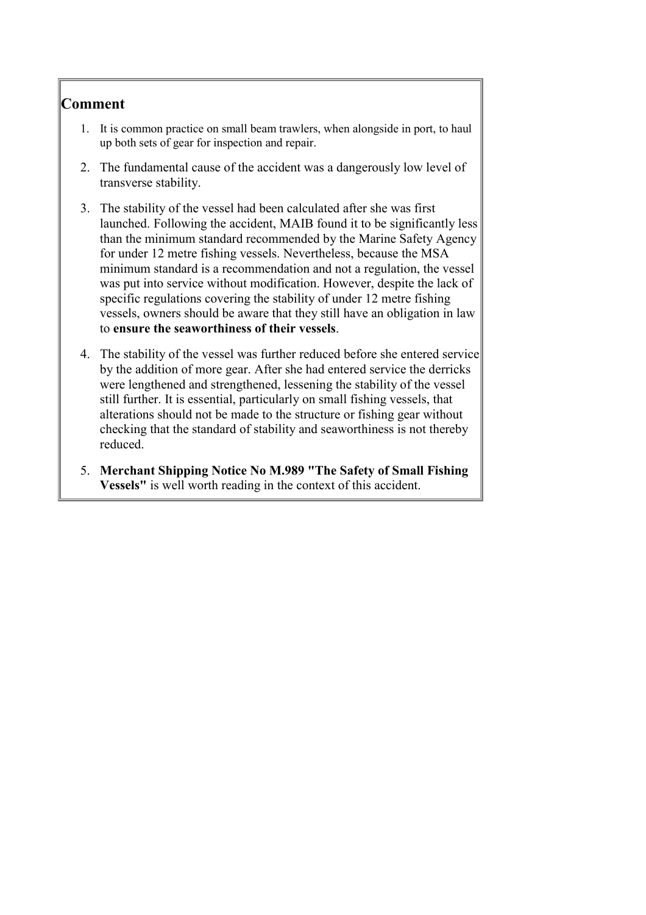## Comment

1. It is common practice on small beam trawlers, when alongside in port, to haul up both sets of gear for inspection and repair.
2. The fundamental cause of the accident was a dangerously low level of transverse stability.
3. The stability of the vessel had been calculated after she was first launched. Following the accident, MAIB found it to be significantly less than the minimum standard recommended by the Marine Safety Agency for under 12 metre fishing vessels. Nevertheless, because the MSA minimum standard is a recommendation and not a regulation, the vessel was put into service without modification. However, despite the lack of specific regulations covering the stability of under 12 metre fishing vessels, owners should be aware that they still have an obligation in law to **ensure the seaworthiness of their vessels**.
4. The stability of the vessel was further reduced before she entered service by the addition of more gear. After she had entered service the derricks were lengthened and strengthened, lessening the stability of the vessel still further. It is essential, particularly on small fishing vessels, that alterations should not be made to the structure or fishing gear without checking that the standard of stability and seaworthiness is not thereby reduced.
5. **Merchant Shipping Notice No M.989 "The Safety of Small Fishing Vessels"** is well worth reading in the context of this accident.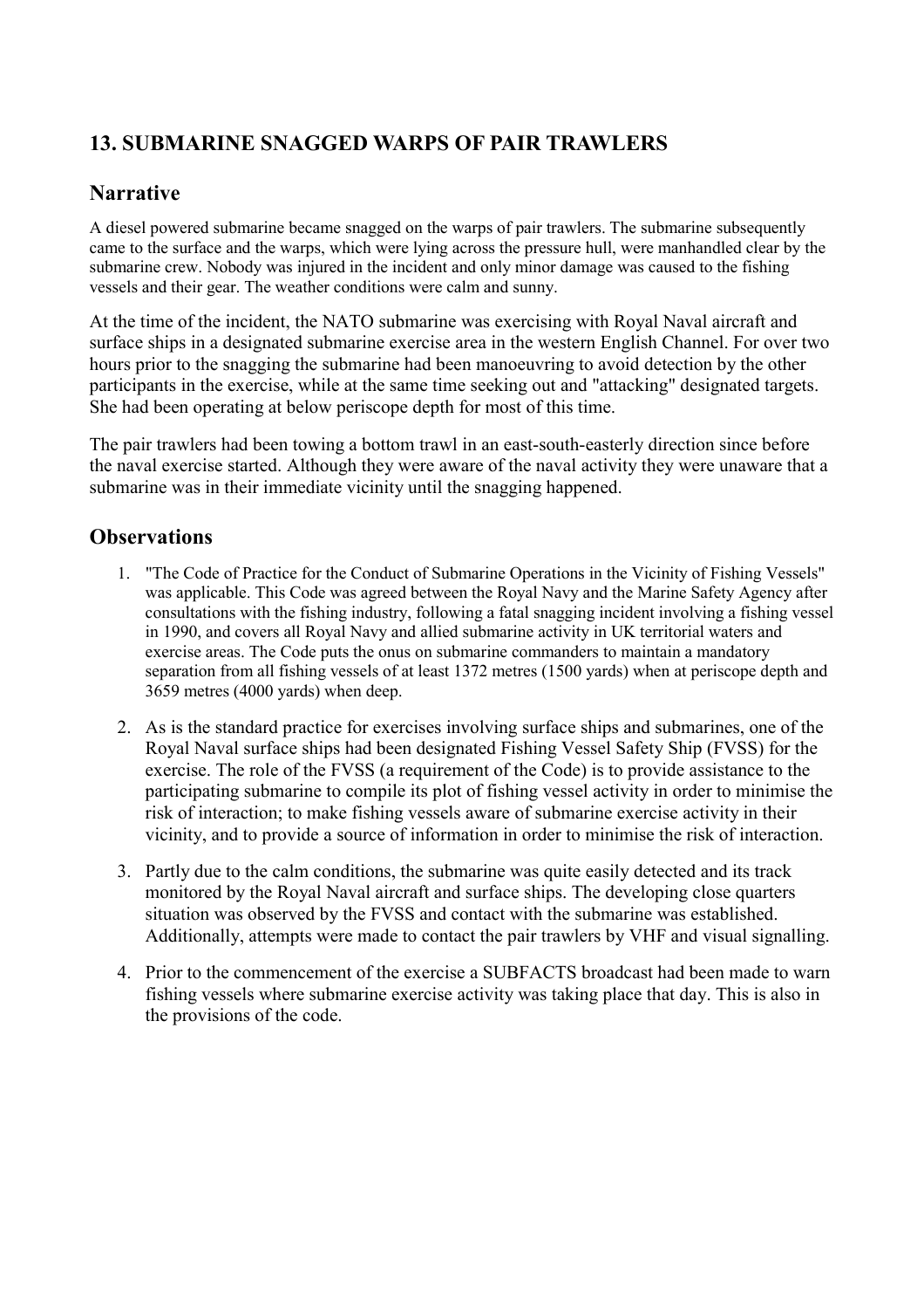## 13. SUBMARINE SNAGGED WARPS OF PAIR TRAWLERS

### Narrative

A diesel powered submarine became snagged on the warps of pair trawlers. The submarine subsequently came to the surface and the warps, which were lying across the pressure hull, were manhandled clear by the submarine crew. Nobody was injured in the incident and only minor damage was caused to the fishing vessels and their gear. The weather conditions were calm and sunny.

At the time of the incident, the NATO submarine was exercising with Royal Naval aircraft and surface ships in a designated submarine exercise area in the western English Channel. For over two hours prior to the snagging the submarine had been manoeuvring to avoid detection by the other participants in the exercise, while at the same time seeking out and "attacking" designated targets. She had been operating at below periscope depth for most of this time.

The pair trawlers had been towing a bottom trawl in an east-south-easterly direction since before the naval exercise started. Although they were aware of the naval activity they were unaware that a submarine was in their immediate vicinity until the snagging happened.

### Observations

1. "The Code of Practice for the Conduct of Submarine Operations in the Vicinity of Fishing Vessels" was applicable. This Code was agreed between the Royal Navy and the Marine Safety Agency after consultations with the fishing industry, following a fatal snagging incident involving a fishing vessel in 1990, and covers all Royal Navy and allied submarine activity in UK territorial waters and exercise areas. The Code puts the onus on submarine commanders to maintain a mandatory separation from all fishing vessels of at least 1372 metres (1500 yards) when at periscope depth and 3659 metres (4000 yards) when deep.
2. As is the standard practice for exercises involving surface ships and submarines, one of the Royal Naval surface ships had been designated Fishing Vessel Safety Ship (FVSS) for the exercise. The role of the FVSS (a requirement of the Code) is to provide assistance to the participating submarine to compile its plot of fishing vessel activity in order to minimise the risk of interaction; to make fishing vessels aware of submarine exercise activity in their vicinity, and to provide a source of information in order to minimise the risk of interaction.
3. Partly due to the calm conditions, the submarine was quite easily detected and its track monitored by the Royal Naval aircraft and surface ships. The developing close quarters situation was observed by the FVSS and contact with the submarine was established. Additionally, attempts were made to contact the pair trawlers by VHF and visual signalling.
4. Prior to the commencement of the exercise a SUBFACTS broadcast had been made to warn fishing vessels where submarine exercise activity was taking place that day. This is also in the provisions of the code.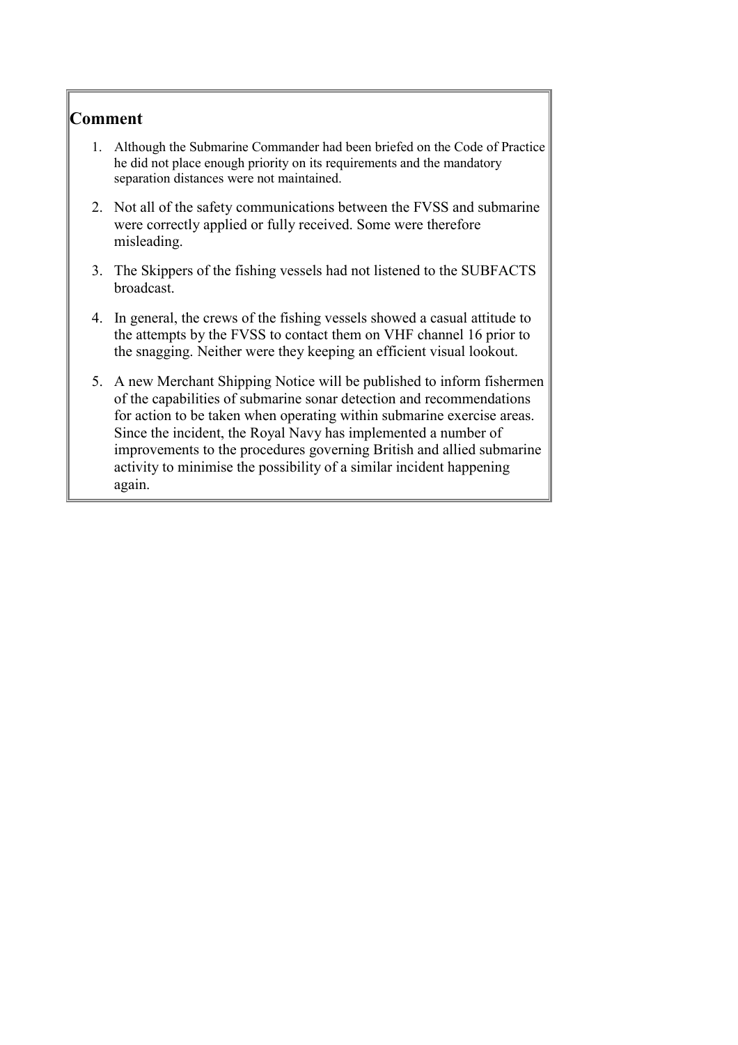## Comment

1. Although the Submarine Commander had been briefed on the Code of Practice he did not place enough priority on its requirements and the mandatory separation distances were not maintained.
2. Not all of the safety communications between the FVSS and submarine were correctly applied or fully received. Some were therefore misleading.
3. The Skippers of the fishing vessels had not listened to the SUBFACTS broadcast.
4. In general, the crews of the fishing vessels showed a casual attitude to the attempts by the FVSS to contact them on VHF channel 16 prior to the snagging. Neither were they keeping an efficient visual lookout.
5. A new Merchant Shipping Notice will be published to inform fishermen of the capabilities of submarine sonar detection and recommendations for action to be taken when operating within submarine exercise areas. Since the incident, the Royal Navy has implemented a number of improvements to the procedures governing British and allied submarine activity to minimise the possibility of a similar incident happening again.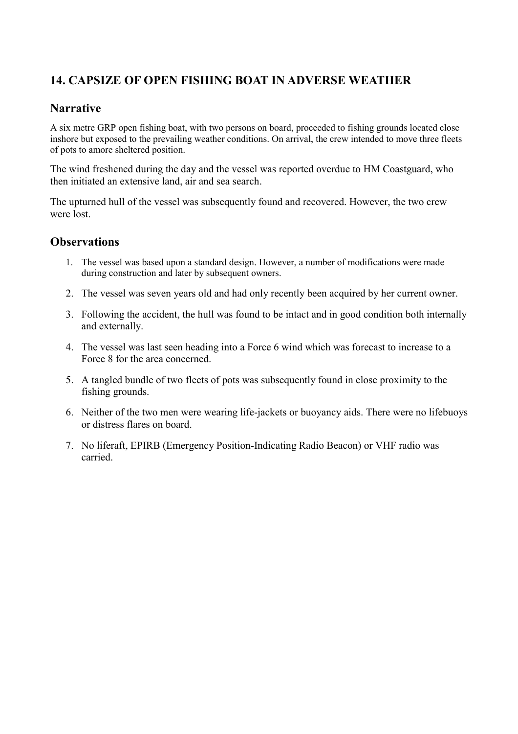## 14. CAPSIZE OF OPEN FISHING BOAT IN ADVERSE WEATHER

### Narrative

A six metre GRP open fishing boat, with two persons on board, proceeded to fishing grounds located close inshore but exposed to the prevailing weather conditions. On arrival, the crew intended to move three fleets of pots to amore sheltered position.

The wind freshened during the day and the vessel was reported overdue to HM Coastguard, who then initiated an extensive land, air and sea search.

The upturned hull of the vessel was subsequently found and recovered. However, the two crew were lost.

### Observations

1. The vessel was based upon a standard design. However, a number of modifications were made during construction and later by subsequent owners.
2. The vessel was seven years old and had only recently been acquired by her current owner.
3. Following the accident, the hull was found to be intact and in good condition both internally and externally.
4. The vessel was last seen heading into a Force 6 wind which was forecast to increase to a Force 8 for the area concerned.
5. A tangled bundle of two fleets of pots was subsequently found in close proximity to the fishing grounds.
6. Neither of the two men were wearing life-jackets or buoyancy aids. There were no lifebuoys or distress flares on board.
7. No liferaft, EPIRB (Emergency Position-Indicating Radio Beacon) or VHF radio was carried.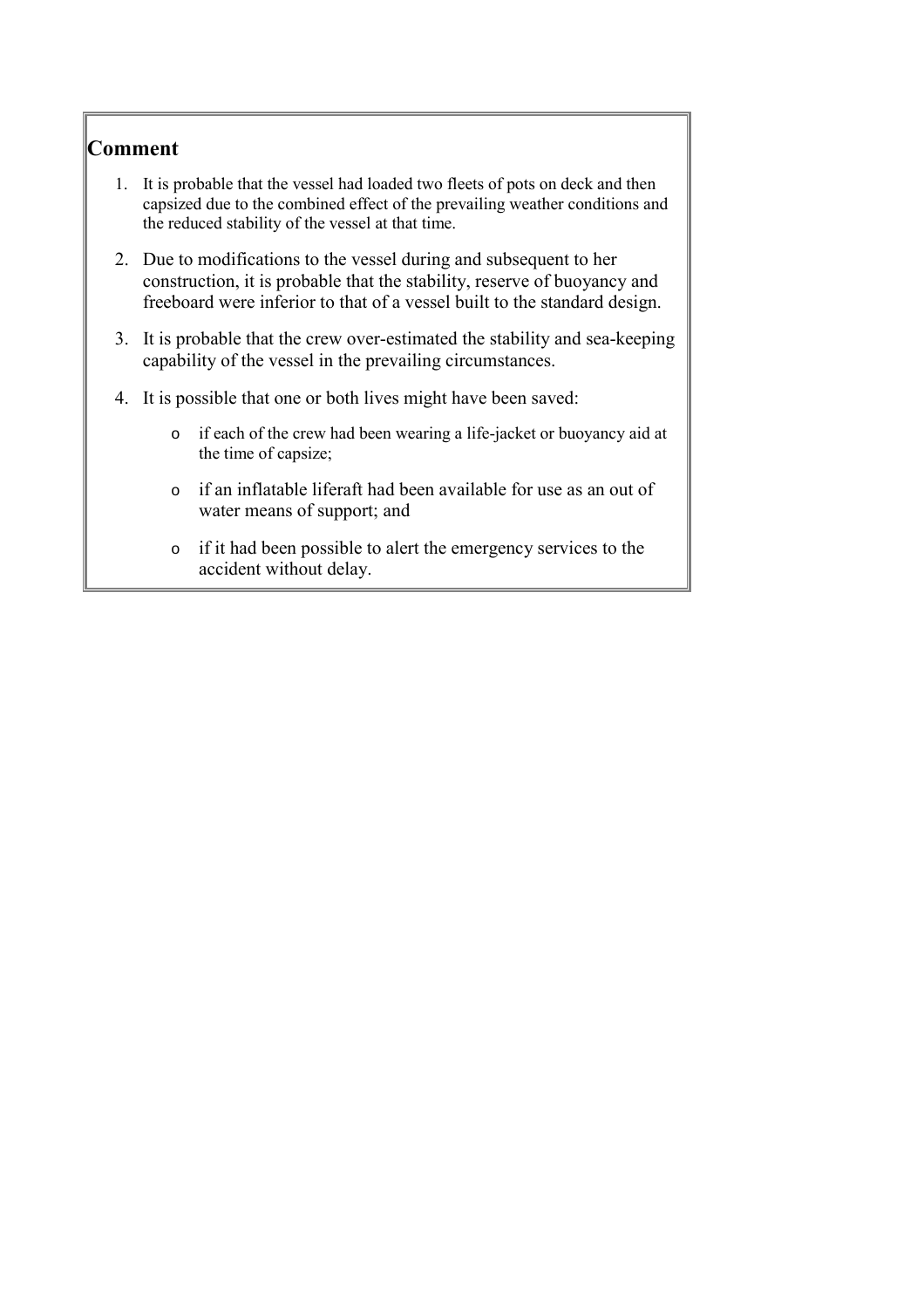## Comment

1. It is probable that the vessel had loaded two fleets of pots on deck and then capsized due to the combined effect of the prevailing weather conditions and the reduced stability of the vessel at that time.
2. Due to modifications to the vessel during and subsequent to her construction, it is probable that the stability, reserve of buoyancy and freeboard were inferior to that of a vessel built to the standard design.
3. It is probable that the crew over-estimated the stability and sea-keeping capability of the vessel in the prevailing circumstances.
4. It is possible that one or both lives might have been saved:
   - if each of the crew had been wearing a life-jacket or buoyancy aid at the time of capsize;
   - if an inflatable liferaft had been available for use as an out of water means of support; and
   - if it had been possible to alert the emergency services to the accident without delay.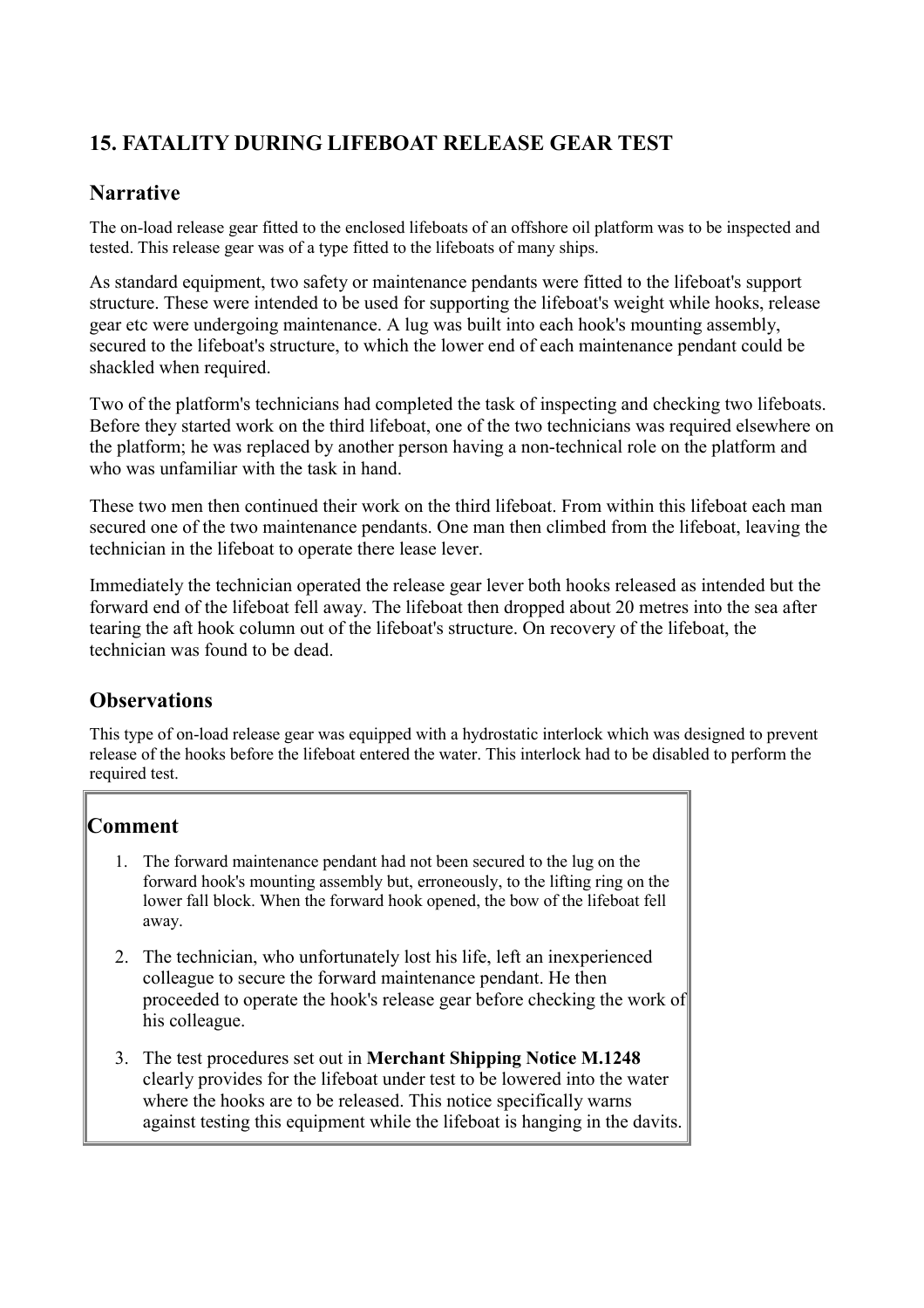## 15. FATALITY DURING LIFEBOAT RELEASE GEAR TEST

### Narrative

The on-load release gear fitted to the enclosed lifeboats of an offshore oil platform was to be inspected and tested. This release gear was of a type fitted to the lifeboats of many ships.

As standard equipment, two safety or maintenance pendants were fitted to the lifeboat's support structure. These were intended to be used for supporting the lifeboat's weight while hooks, release gear etc were undergoing maintenance. A lug was built into each hook's mounting assembly, secured to the lifeboat's structure, to which the lower end of each maintenance pendant could be shackled when required.

Two of the platform's technicians had completed the task of inspecting and checking two lifeboats. Before they started work on the third lifeboat, one of the two technicians was required elsewhere on the platform; he was replaced by another person having a non-technical role on the platform and who was unfamiliar with the task in hand.

These two men then continued their work on the third lifeboat. From within this lifeboat each man secured one of the two maintenance pendants. One man then climbed from the lifeboat, leaving the technician in the lifeboat to operate there lease lever.

Immediately the technician operated the release gear lever both hooks released as intended but the forward end of the lifeboat fell away. The lifeboat then dropped about 20 metres into the sea after tearing the aft hook column out of the lifeboat's structure. On recovery of the lifeboat, the technician was found to be dead.

### Observations

This type of on-load release gear was equipped with a hydrostatic interlock which was designed to prevent release of the hooks before the lifeboat entered the water. This interlock had to be disabled to perform the required test.

### Comment

1. The forward maintenance pendant had not been secured to the lug on the forward hook's mounting assembly but, erroneously, to the lifting ring on the lower fall block. When the forward hook opened, the bow of the lifeboat fell away.
2. The technician, who unfortunately lost his life, left an inexperienced colleague to secure the forward maintenance pendant. He then proceeded to operate the hook's release gear before checking the work of his colleague.
3. The test procedures set out in **Merchant Shipping Notice M.1248** clearly provides for the lifeboat under test to be lowered into the water where the hooks are to be released. This notice specifically warns against testing this equipment while the lifeboat is hanging in the davits.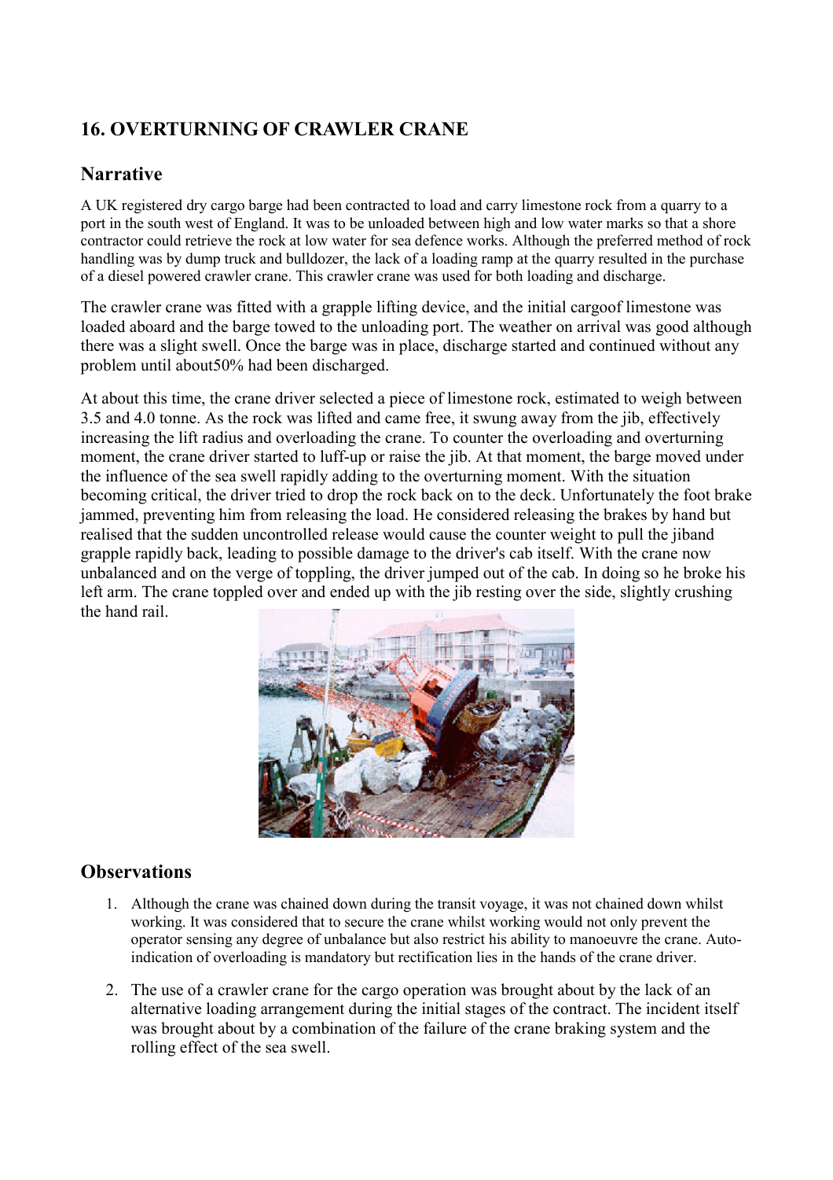## 16. OVERTURNING OF CRAWLER CRANE

### Narrative

A UK registered dry cargo barge had been contracted to load and carry limestone rock from a quarry to a port in the south west of England. It was to be unloaded between high and low water marks so that a shore contractor could retrieve the rock at low water for sea defence works. Although the preferred method of rock handling was by dump truck and bulldozer, the lack of a loading ramp at the quarry resulted in the purchase of a diesel powered crawler crane. This crawler crane was used for both loading and discharge.

The crawler crane was fitted with a grapple lifting device, and the initial cargoof limestone was loaded aboard and the barge towed to the unloading port. The weather on arrival was good although there was a slight swell. Once the barge was in place, discharge started and continued without any problem until about50% had been discharged.

At about this time, the crane driver selected a piece of limestone rock, estimated to weigh between 3.5 and 4.0 tonne. As the rock was lifted and came free, it swung away from the jib, effectively increasing the lift radius and overloading the crane. To counter the overloading and overturning moment, the crane driver started to luff-up or raise the jib. At that moment, the barge moved under the influence of the sea swell rapidly adding to the overturning moment. With the situation becoming critical, the driver tried to drop the rock back on to the deck. Unfortunately the foot brake jammed, preventing him from releasing the load. He considered releasing the brakes by hand but realised that the sudden uncontrolled release would cause the counter weight to pull the jiband grapple rapidly back, leading to possible damage to the driver's cab itself. With the crane now unbalanced and on the verge of toppling, the driver jumped out of the cab. In doing so he broke his left arm. The crane toppled over and ended up with the jib resting over the side, slightly crushing the hand rail.

### Observations

1. Although the crane was chained down during the transit voyage, it was not chained down whilst working. It was considered that to secure the crane whilst working would not only prevent the operator sensing any degree of unbalance but also restrict his ability to manoeuvre the crane. Auto-indication of overloading is mandatory but rectification lies in the hands of the crane driver.
2. The use of a crawler crane for the cargo operation was brought about by the lack of an alternative loading arrangement during the initial stages of the contract. The incident itself was brought about by a combination of the failure of the crane braking system and the rolling effect of the sea swell.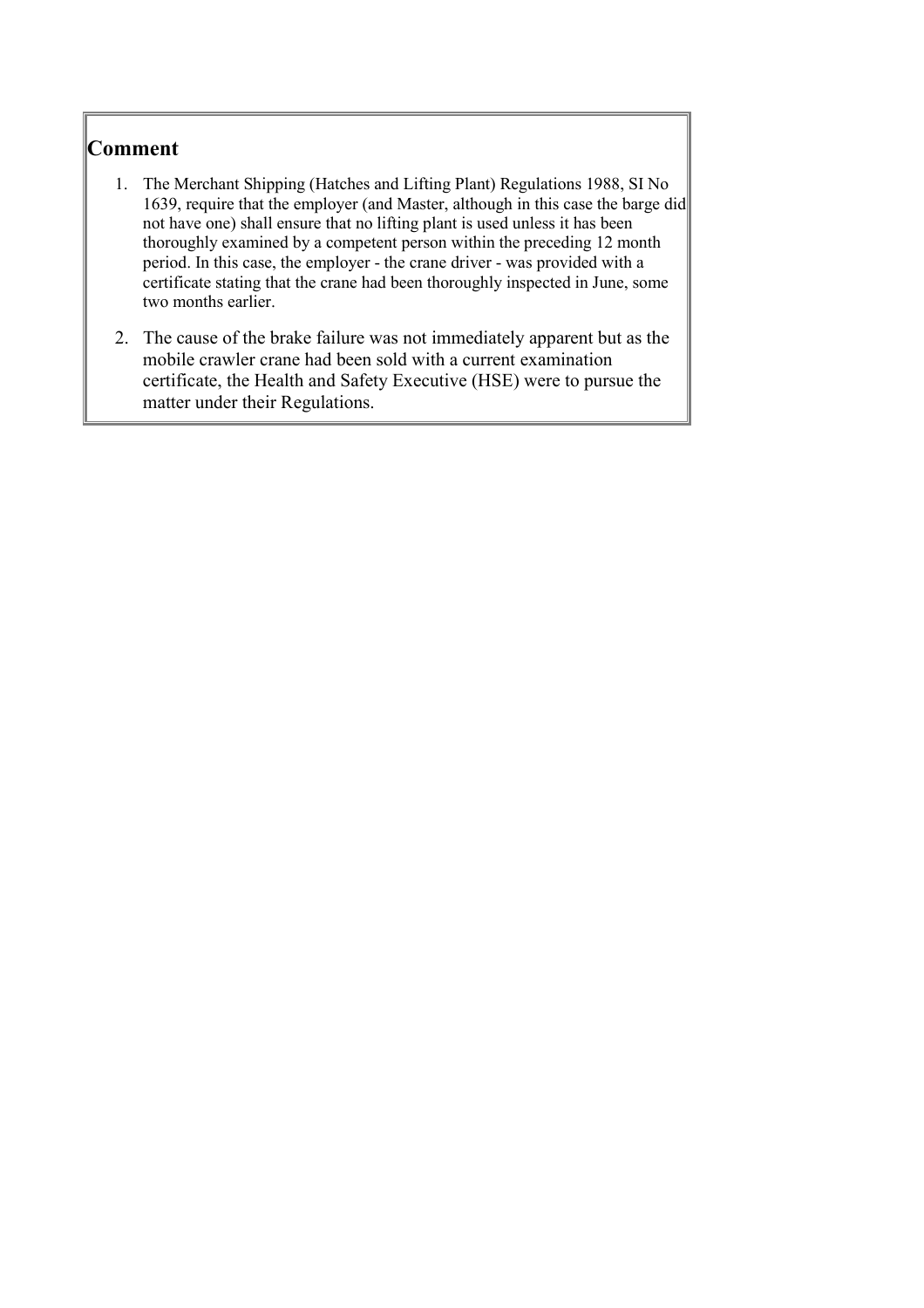## Comment

1. The Merchant Shipping (Hatches and Lifting Plant) Regulations 1988, SI No 1639, require that the employer (and Master, although in this case the barge did not have one) shall ensure that no lifting plant is used unless it has been thoroughly examined by a competent person within the preceding 12 month period. In this case, the employer - the crane driver - was provided with a certificate stating that the crane had been thoroughly inspected in June, some two months earlier.
2. The cause of the brake failure was not immediately apparent but as the mobile crawler crane had been sold with a current examination certificate, the Health and Safety Executive (HSE) were to pursue the matter under their Regulations.